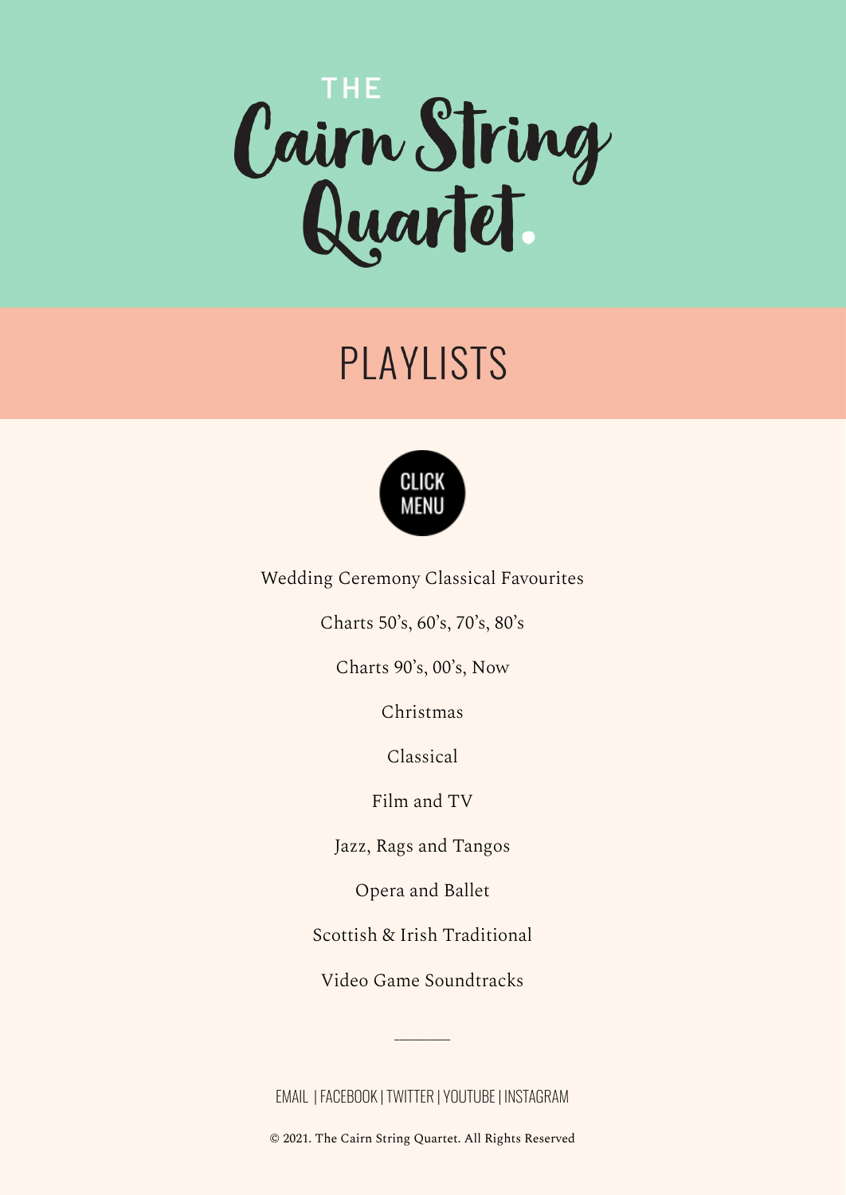# THE Cairn String Quartet.

## PLAYLISTS

CLICK MENU

Wedding Ceremony Classical Favourites

Charts 50's, 60's, 70's, 80's

Charts 90's, 00's, Now

Christmas

Classical

Film and TV

Jazz, Rags and Tangos

Opera and Ballet

Scottish & Irish Traditional

Video Game Soundtracks

---

EMAIL | FACEBOOK | TWITTER | YOUTUBE | INSTAGRAM

© 2021. The Cairn String Quartet. All Rights Reserved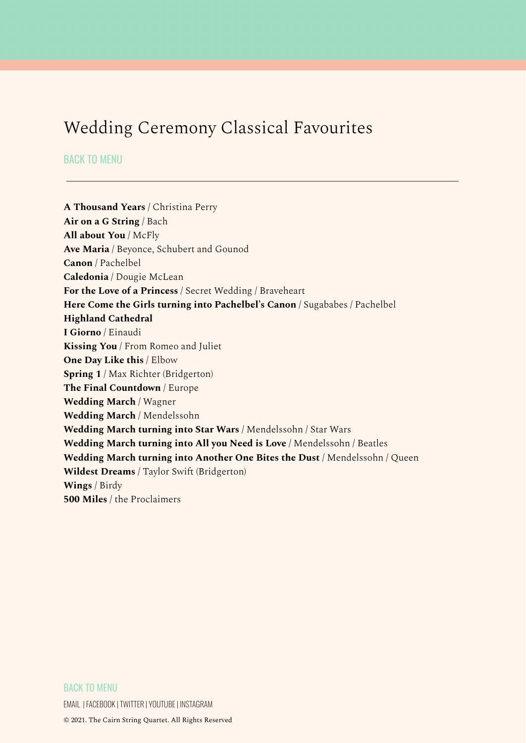# Wedding Ceremony Classical Favourites

BACK TO MENU

---

**A Thousand Years** / Christina Perry
**Air on a G String** / Bach
**All about You** / McFly
**Ave Maria** / Beyonce, Schubert and Gounod
**Canon** / Pachelbel
**Caledonia** / Dougie McLean
**For the Love of a Princess** / Secret Wedding / Braveheart
**Here Come the Girls turning into Pachelbel's Canon** / Sugababes / Pachelbel
**Highland Cathedral**
**I Giorno** / Einaudi
**Kissing You** / From Romeo and Juliet
**One Day Like this** / Elbow
**Spring 1** / Max Richter (Bridgerton)
**The Final Countdown** / Europe
**Wedding March** / Wagner
**Wedding March** / Mendelssohn
**Wedding March turning into Star Wars** / Mendelssohn / Star Wars
**Wedding March turning into All you Need is Love** / Mendelssohn / Beatles
**Wedding March turning into Another One Bites the Dust** / Mendelssohn / Queen
**Wildest Dreams** / Taylor Swift (Bridgerton)
**Wings** / Birdy
**500 Miles** / the Proclaimers

BACK TO MENU

EMAIL | FACEBOOK | TWITTER | YOUTUBE | INSTAGRAM

© 2021. The Cairn String Quartet. All Rights Reserved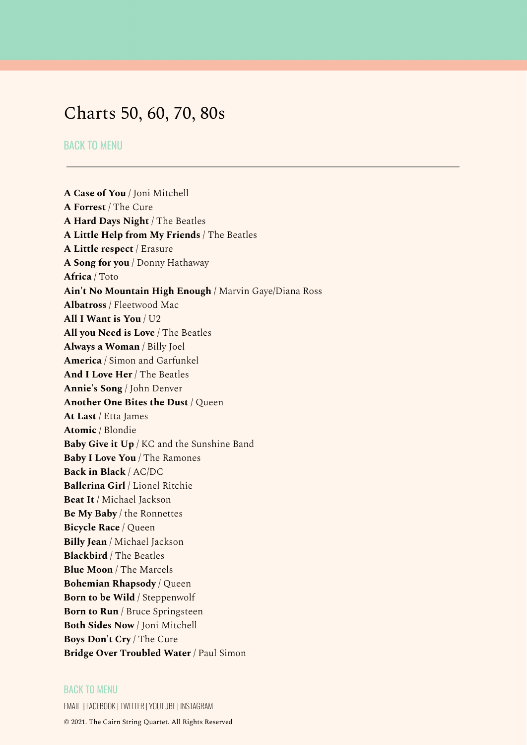# Charts 50, 60, 70, 80s

BACK TO MENU

---

**A Case of You** / Joni Mitchell
**A Forrest** / The Cure
**A Hard Days Night** / The Beatles
**A Little Help from My Friends** / The Beatles
**A Little respect** / Erasure
**A Song for you** / Donny Hathaway
**Africa** / Toto
**Ain't No Mountain High Enough** / Marvin Gaye/Diana Ross
**Albatross** / Fleetwood Mac
**All I Want is You** / U2
**All you Need is Love** / The Beatles
**Always a Woman** / Billy Joel
**America** / Simon and Garfunkel
**And I Love Her** / The Beatles
**Annie's Song** / John Denver
**Another One Bites the Dust** / Queen
**At Last** / Etta James
**Atomic** / Blondie
**Baby Give it Up** / KC and the Sunshine Band
**Baby I Love You** / The Ramones
**Back in Black** / AC/DC
**Ballerina Girl** / Lionel Ritchie
**Beat It** / Michael Jackson
**Be My Baby** / the Ronnettes
**Bicycle Race** / Queen
**Billy Jean** / Michael Jackson
**Blackbird** / The Beatles
**Blue Moon** / The Marcels
**Bohemian Rhapsody** / Queen
**Born to be Wild** / Steppenwolf
**Born to Run** / Bruce Springsteen
**Both Sides Now** / Joni Mitchell
**Boys Don't Cry** / The Cure
**Bridge Over Troubled Water** / Paul Simon

BACK TO MENU

EMAIL | FACEBOOK | TWITTER | YOUTUBE | INSTAGRAM

© 2021. The Cairn String Quartet. All Rights Reserved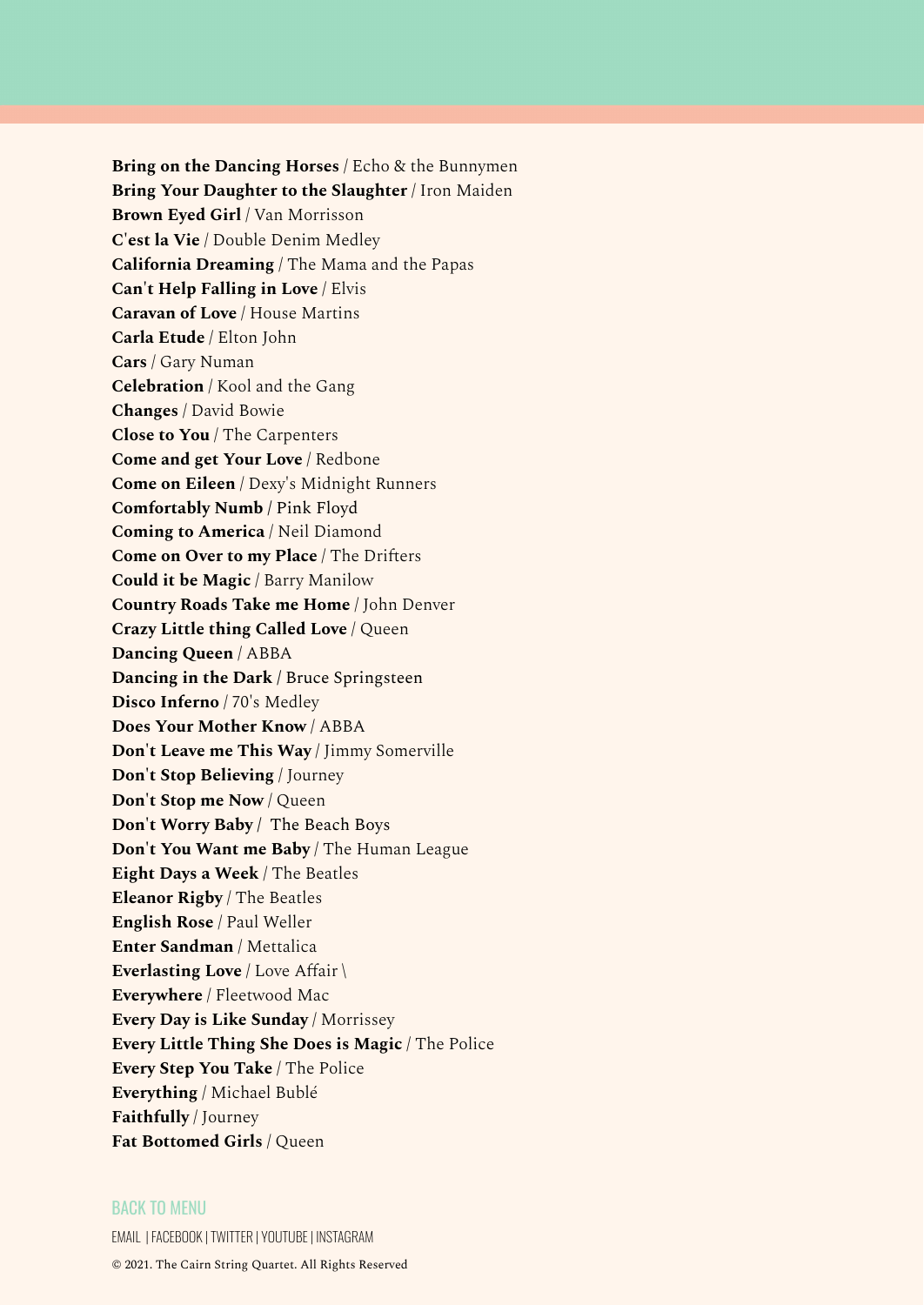**Bring on the Dancing Horses** / Echo & the Bunnymen
**Bring Your Daughter to the Slaughter** / Iron Maiden
**Brown Eyed Girl** / Van Morrisson
**C'est la Vie** / Double Denim Medley
**California Dreaming** / The Mama and the Papas
**Can't Help Falling in Love** / Elvis
**Caravan of Love** / House Martins
**Carla Etude** / Elton John
**Cars** / Gary Numan
**Celebration** / Kool and the Gang
**Changes** / David Bowie
**Close to You** / The Carpenters
**Come and get Your Love** / Redbone
**Come on Eileen** / Dexy's Midnight Runners
**Comfortably Numb** / Pink Floyd
**Coming to America** / Neil Diamond
**Come on Over to my Place** / The Drifters
**Could it be Magic** / Barry Manilow
**Country Roads Take me Home** / John Denver
**Crazy Little thing Called Love** / Queen
**Dancing Queen** / ABBA
**Dancing in the Dark** / Bruce Springsteen
**Disco Inferno** / 70's Medley
**Does Your Mother Know** / ABBA
**Don't Leave me This Way** / Jimmy Somerville
**Don't Stop Believing** / Journey
**Don't Stop me Now** / Queen
**Don't Worry Baby** / The Beach Boys
**Don't You Want me Baby** / The Human League
**Eight Days a Week** / The Beatles
**Eleanor Rigby** / The Beatles
**English Rose** / Paul Weller
**Enter Sandman** / Mettalica
**Everlasting Love** / Love Affair \
**Everywhere** / Fleetwood Mac
**Every Day is Like Sunday** / Morrissey
**Every Little Thing She Does is Magic** / The Police
**Every Step You Take** / The Police
**Everything** / Michael Bublé
**Faithfully** / Journey
**Fat Bottomed Girls** / Queen

BACK TO MENU

EMAIL | FACEBOOK | TWITTER | YOUTUBE | INSTAGRAM

© 2021. The Cairn String Quartet. All Rights Reserved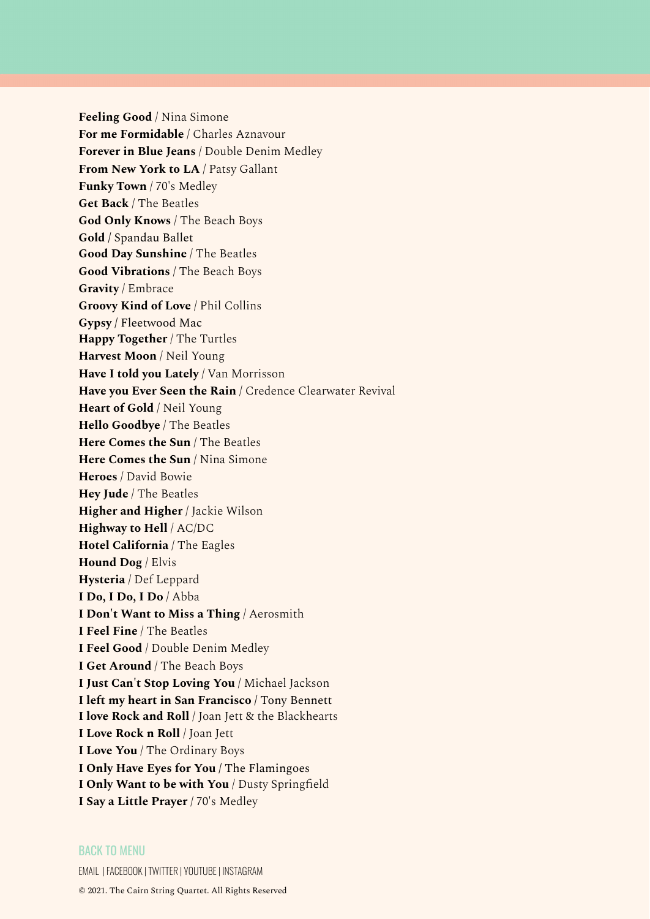**Feeling Good** / Nina Simone
**For me Formidable** / Charles Aznavour
**Forever in Blue Jeans** / Double Denim Medley
**From New York to LA** / Patsy Gallant
**Funky Town** / 70's Medley
**Get Back** / The Beatles
**God Only Knows** / The Beach Boys
**Gold** / Spandau Ballet
**Good Day Sunshine** / The Beatles
**Good Vibrations** / The Beach Boys
**Gravity** / Embrace
**Groovy Kind of Love** / Phil Collins
**Gypsy** / Fleetwood Mac
**Happy Together** / The Turtles
**Harvest Moon** / Neil Young
**Have I told you Lately** / Van Morrisson
**Have you Ever Seen the Rain** / Credence Clearwater Revival
**Heart of Gold** / Neil Young
**Hello Goodbye** / The Beatles
**Here Comes the Sun** / The Beatles
**Here Comes the Sun** / Nina Simone
**Heroes** / David Bowie
**Hey Jude** / The Beatles
**Higher and Higher** / Jackie Wilson
**Highway to Hell** / AC/DC
**Hotel California** / The Eagles
**Hound Dog** / Elvis
**Hysteria** / Def Leppard
**I Do, I Do, I Do** / Abba
**I Don't Want to Miss a Thing** / Aerosmith
**I Feel Fine** / The Beatles
**I Feel Good** / Double Denim Medley
**I Get Around** / The Beach Boys
**I Just Can't Stop Loving You** / Michael Jackson
**I left my heart in San Francisco** / Tony Bennett
**I love Rock and Roll** / Joan Jett & the Blackhearts
**I Love Rock n Roll** / Joan Jett
**I Love You** / The Ordinary Boys
**I Only Have Eyes for You** / The Flamingoes
**I Only Want to be with You** / Dusty Springfield
**I Say a Little Prayer** / 70's Medley

BACK TO MENU

EMAIL | FACEBOOK | TWITTER | YOUTUBE | INSTAGRAM

© 2021. The Cairn String Quartet. All Rights Reserved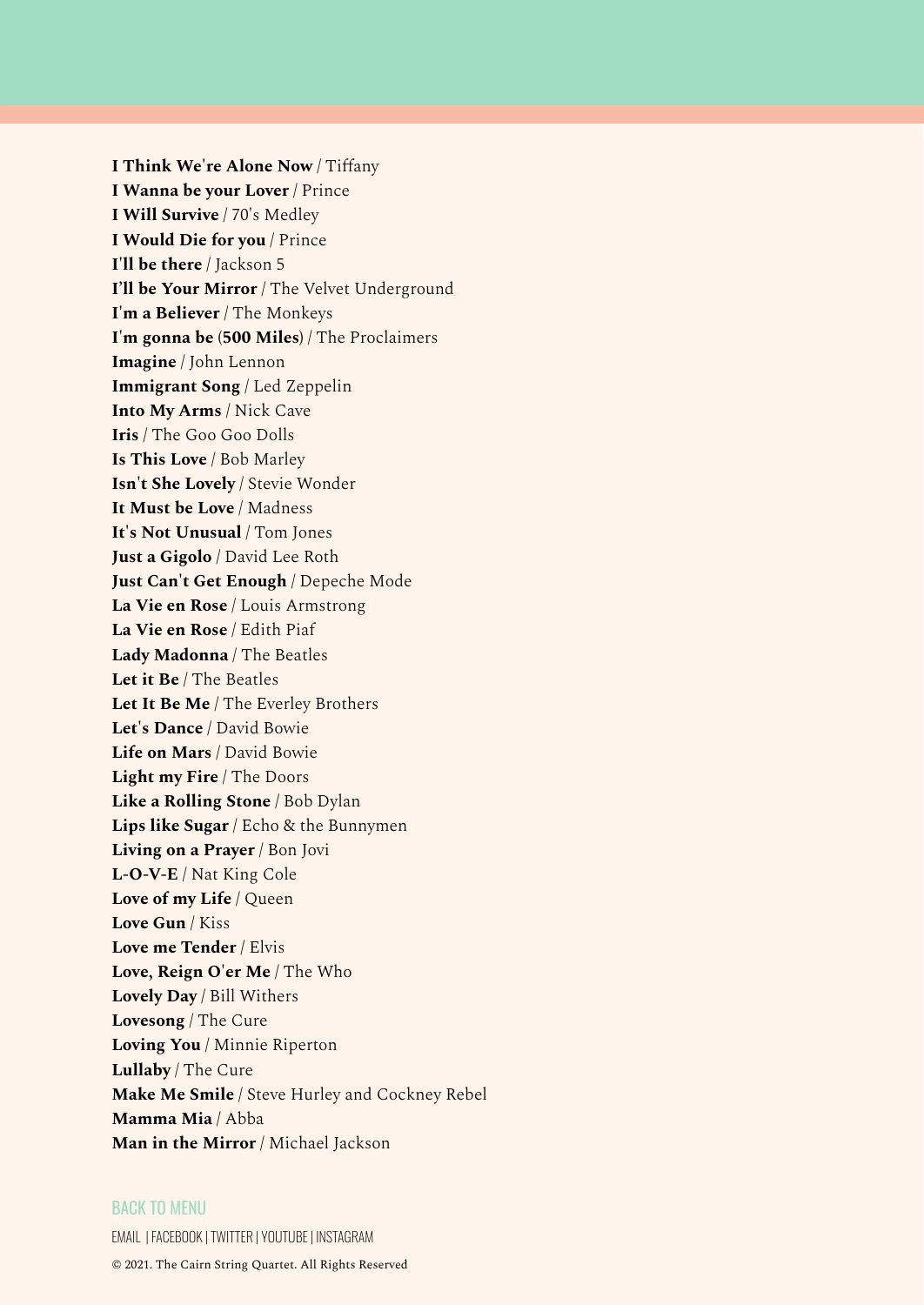**I Think We're Alone Now** / Tiffany
**I Wanna be your Lover** / Prince
**I Will Survive** / 70's Medley
**I Would Die for you** / Prince
**I'll be there** / Jackson 5
**I'll be Your Mirror** / The Velvet Underground
**I'm a Believer** / The Monkeys
**I'm gonna be (500 Miles)** / The Proclaimers
**Imagine** / John Lennon
**Immigrant Song** / Led Zeppelin
**Into My Arms** / Nick Cave
**Iris** / The Goo Goo Dolls
**Is This Love** / Bob Marley
**Isn't She Lovely** / Stevie Wonder
**It Must be Love** / Madness
**It's Not Unusual** / Tom Jones
**Just a Gigolo** / David Lee Roth
**Just Can't Get Enough** / Depeche Mode
**La Vie en Rose** / Louis Armstrong
**La Vie en Rose** / Edith Piaf
**Lady Madonna** / The Beatles
**Let it Be** / The Beatles
**Let It Be Me** / The Everley Brothers
**Let's Dance** / David Bowie
**Life on Mars** / David Bowie
**Light my Fire** / The Doors
**Like a Rolling Stone** / Bob Dylan
**Lips like Sugar** / Echo & the Bunnymen
**Living on a Prayer** / Bon Jovi
**L-O-V-E** / Nat King Cole
**Love of my Life** / Queen
**Love Gun** / Kiss
**Love me Tender** / Elvis
**Love, Reign O'er Me** / The Who
**Lovely Day** / Bill Withers
**Lovesong** / The Cure
**Loving You** / Minnie Riperton
**Lullaby** / The Cure
**Make Me Smile** / Steve Hurley and Cockney Rebel
**Mamma Mia** / Abba
**Man in the Mirror** / Michael Jackson

BACK TO MENU

EMAIL | FACEBOOK | TWITTER | YOUTUBE | INSTAGRAM

© 2021. The Cairn String Quartet. All Rights Reserved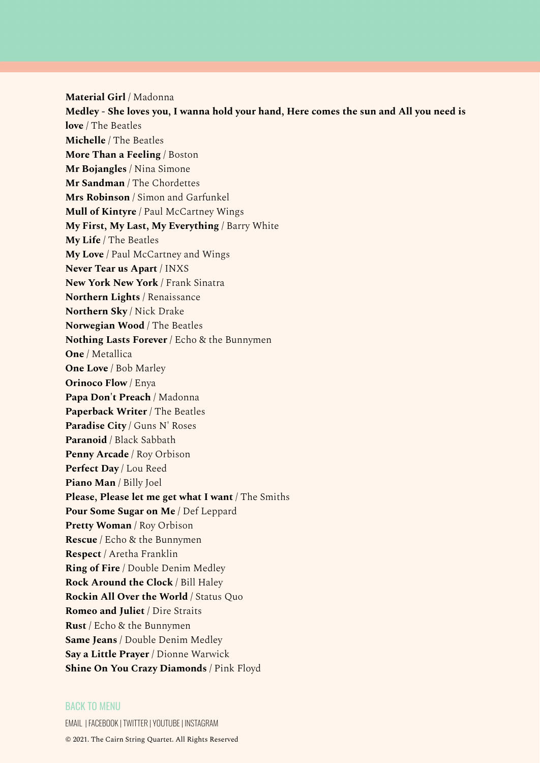**Material Girl** / Madonna
**Medley - She loves you, I wanna hold your hand, Here comes the sun and All you need is love** / The Beatles
**Michelle** / The Beatles
**More Than a Feeling** / Boston
**Mr Bojangles** / Nina Simone
**Mr Sandman** / The Chordettes
**Mrs Robinson** / Simon and Garfunkel
**Mull of Kintyre** / Paul McCartney Wings
**My First, My Last, My Everything** / Barry White
**My Life** / The Beatles
**My Love** / Paul McCartney and Wings
**Never Tear us Apart** / INXS
**New York New York** / Frank Sinatra
**Northern Lights** / Renaissance
**Northern Sky** / Nick Drake
**Norwegian Wood** / The Beatles
**Nothing Lasts Forever** / Echo & the Bunnymen
**One** / Metallica
**One Love** / Bob Marley
**Orinoco Flow** / Enya
**Papa Don't Preach** / Madonna
**Paperback Writer** / The Beatles
**Paradise City** / Guns N' Roses
**Paranoid** / Black Sabbath
**Penny Arcade** / Roy Orbison
**Perfect Day** / Lou Reed
**Piano Man** / Billy Joel
**Please, Please let me get what I want** / The Smiths
**Pour Some Sugar on Me** / Def Leppard
**Pretty Woman** / Roy Orbison
**Rescue** / Echo & the Bunnymen
**Respect** / Aretha Franklin
**Ring of Fire** / Double Denim Medley
**Rock Around the Clock** / Bill Haley
**Rockin All Over the World** / Status Quo
**Romeo and Juliet** / Dire Straits
**Rust** / Echo & the Bunnymen
**Same Jeans** / Double Denim Medley
**Say a Little Prayer** / Dionne Warwick
**Shine On You Crazy Diamonds** / Pink Floyd

BACK TO MENU

EMAIL | FACEBOOK | TWITTER | YOUTUBE | INSTAGRAM

© 2021. The Cairn String Quartet. All Rights Reserved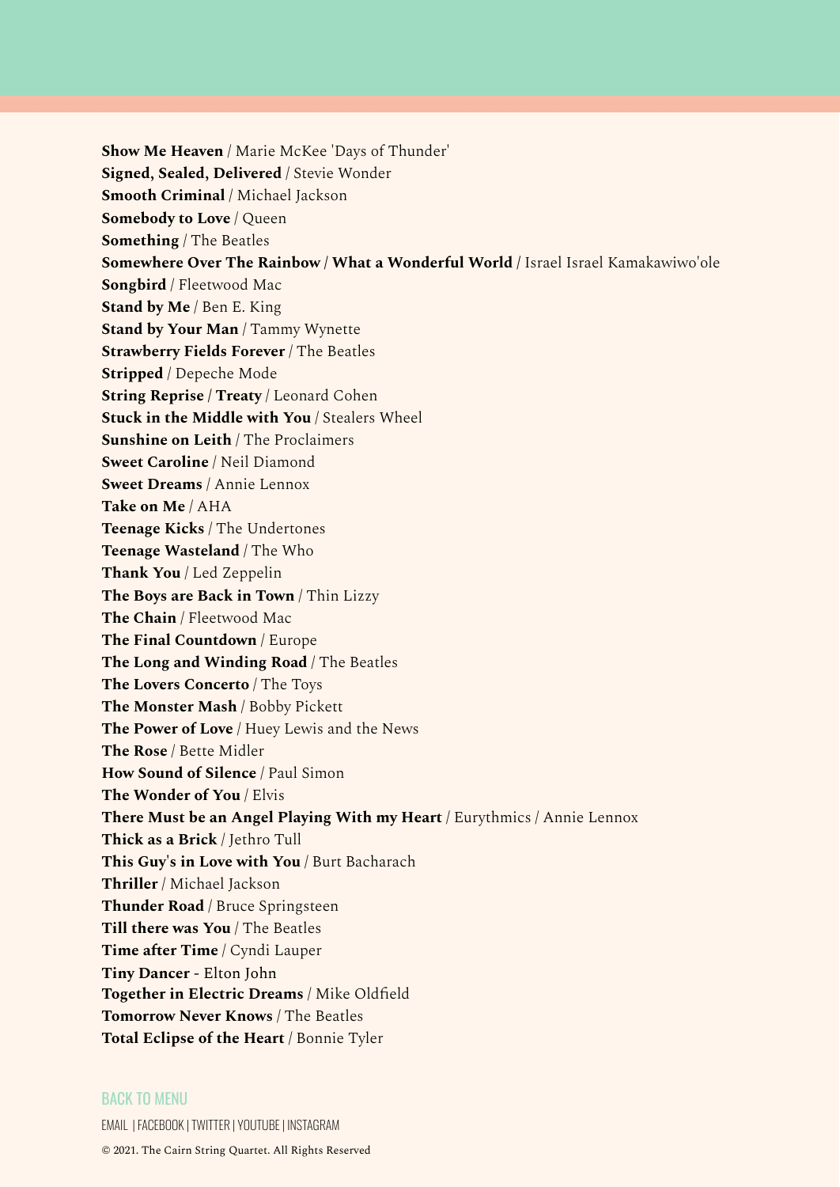**Show Me Heaven** / Marie McKee 'Days of Thunder'
**Signed, Sealed, Delivered** / Stevie Wonder
**Smooth Criminal** / Michael Jackson
**Somebody to Love** / Queen
**Something** / The Beatles
**Somewhere Over The Rainbow / What a Wonderful World** / Israel Israel Kamakawiwo'ole
**Songbird** / Fleetwood Mac
**Stand by Me** / Ben E. King
**Stand by Your Man** / Tammy Wynette
**Strawberry Fields Forever** / The Beatles
**Stripped** / Depeche Mode
**String Reprise / Treaty** / Leonard Cohen
**Stuck in the Middle with You** / Stealers Wheel
**Sunshine on Leith** / The Proclaimers
**Sweet Caroline** / Neil Diamond
**Sweet Dreams** / Annie Lennox
**Take on Me** / AHA
**Teenage Kicks** / The Undertones
**Teenage Wasteland** / The Who
**Thank You** / Led Zeppelin
**The Boys are Back in Town** / Thin Lizzy
**The Chain** / Fleetwood Mac
**The Final Countdown** / Europe
**The Long and Winding Road** / The Beatles
**The Lovers Concerto** / The Toys
**The Monster Mash** / Bobby Pickett
**The Power of Love** / Huey Lewis and the News
**The Rose** / Bette Midler
**How Sound of Silence** / Paul Simon
**The Wonder of You** / Elvis
**There Must be an Angel Playing With my Heart** / Eurythmics / Annie Lennox
**Thick as a Brick** / Jethro Tull
**This Guy's in Love with You** / Burt Bacharach
**Thriller** / Michael Jackson
**Thunder Road** / Bruce Springsteen
**Till there was You** / The Beatles
**Time after Time** / Cyndi Lauper
**Tiny Dancer** - Elton John
**Together in Electric Dreams** / Mike Oldfield
**Tomorrow Never Knows** / The Beatles
**Total Eclipse of the Heart** / Bonnie Tyler

BACK TO MENU

EMAIL | FACEBOOK | TWITTER | YOUTUBE | INSTAGRAM

© 2021. The Cairn String Quartet. All Rights Reserved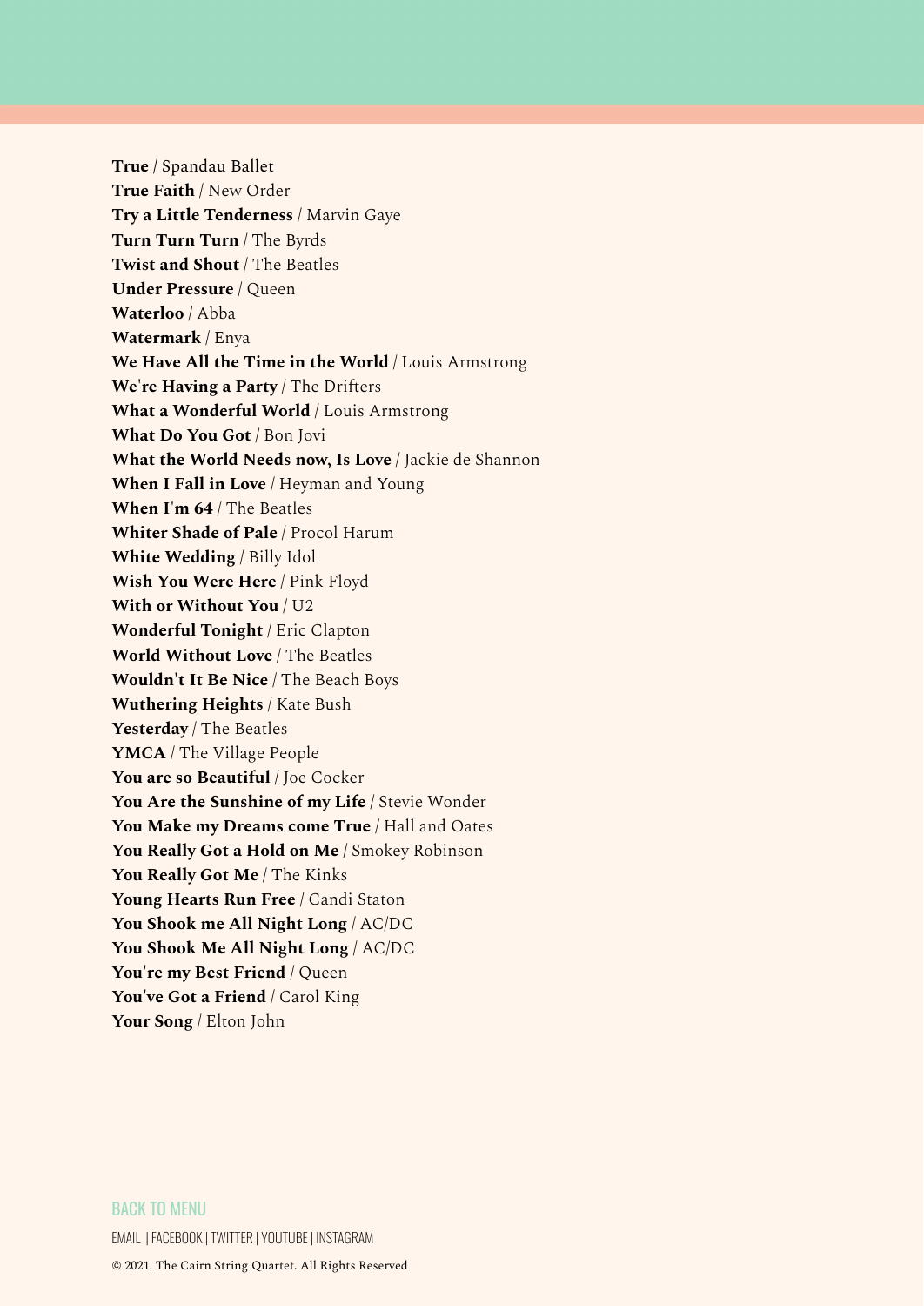**True** / Spandau Ballet
**True Faith** / New Order
**Try a Little Tenderness** / Marvin Gaye
**Turn Turn Turn** / The Byrds
**Twist and Shout** / The Beatles
**Under Pressure** / Queen
**Waterloo** / Abba
**Watermark** / Enya
**We Have All the Time in the World** / Louis Armstrong
**We're Having a Party** / The Drifters
**What a Wonderful World** / Louis Armstrong
**What Do You Got** / Bon Jovi
**What the World Needs now, Is Love** / Jackie de Shannon
**When I Fall in Love** / Heyman and Young
**When I'm 64** / The Beatles
**Whiter Shade of Pale** / Procol Harum
**White Wedding** / Billy Idol
**Wish You Were Here** / Pink Floyd
**With or Without You** / U2
**Wonderful Tonight** / Eric Clapton
**World Without Love** / The Beatles
**Wouldn't It Be Nice** / The Beach Boys
**Wuthering Heights** / Kate Bush
**Yesterday** / The Beatles
**YMCA** / The Village People
**You are so Beautiful** / Joe Cocker
**You Are the Sunshine of my Life** / Stevie Wonder
**You Make my Dreams come True** / Hall and Oates
**You Really Got a Hold on Me** / Smokey Robinson
**You Really Got Me** / The Kinks
**Young Hearts Run Free** / Candi Staton
**You Shook me All Night Long** / AC/DC
**You Shook Me All Night Long** / AC/DC
**You're my Best Friend** / Queen
**You've Got a Friend** / Carol King
**Your Song** / Elton John

BACK TO MENU

EMAIL | FACEBOOK | TWITTER | YOUTUBE | INSTAGRAM

© 2021. The Cairn String Quartet. All Rights Reserved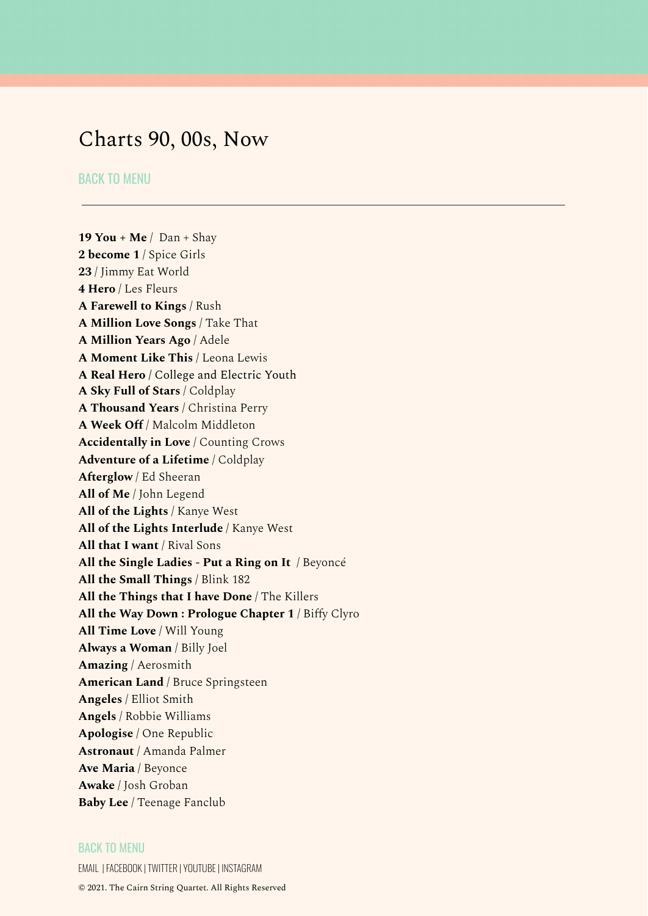# Charts 90, 00s, Now

BACK TO MENU

---

**19 You + Me** / Dan + Shay
**2 become 1** / Spice Girls
**23** / Jimmy Eat World
**4 Hero** / Les Fleurs
**A Farewell to Kings** / Rush
**A Million Love Songs** / Take That
**A Million Years Ago** / Adele
**A Moment Like This** / Leona Lewis
**A Real Hero** / College and Electric Youth
**A Sky Full of Stars** / Coldplay
**A Thousand Years** / Christina Perry
**A Week Off** / Malcolm Middleton
**Accidentally in Love** / Counting Crows
**Adventure of a Lifetime** / Coldplay
**Afterglow** / Ed Sheeran
**All of Me** / John Legend
**All of the Lights** / Kanye West
**All of the Lights Interlude** / Kanye West
**All that I want** / Rival Sons
**All the Single Ladies - Put a Ring on It** / Beyoncé
**All the Small Things** / Blink 182
**All the Things that I have Done** / The Killers
**All the Way Down : Prologue Chapter 1** / Biffy Clyro
**All Time Love** / Will Young
**Always a Woman** / Billy Joel
**Amazing** / Aerosmith
**American Land** / Bruce Springsteen
**Angeles** / Elliot Smith
**Angels** / Robbie Williams
**Apologise** / One Republic
**Astronaut** / Amanda Palmer
**Ave Maria** / Beyonce
**Awake** / Josh Groban
**Baby Lee** / Teenage Fanclub

BACK TO MENU

EMAIL | FACEBOOK | TWITTER | YOUTUBE | INSTAGRAM

© 2021. The Cairn String Quartet. All Rights Reserved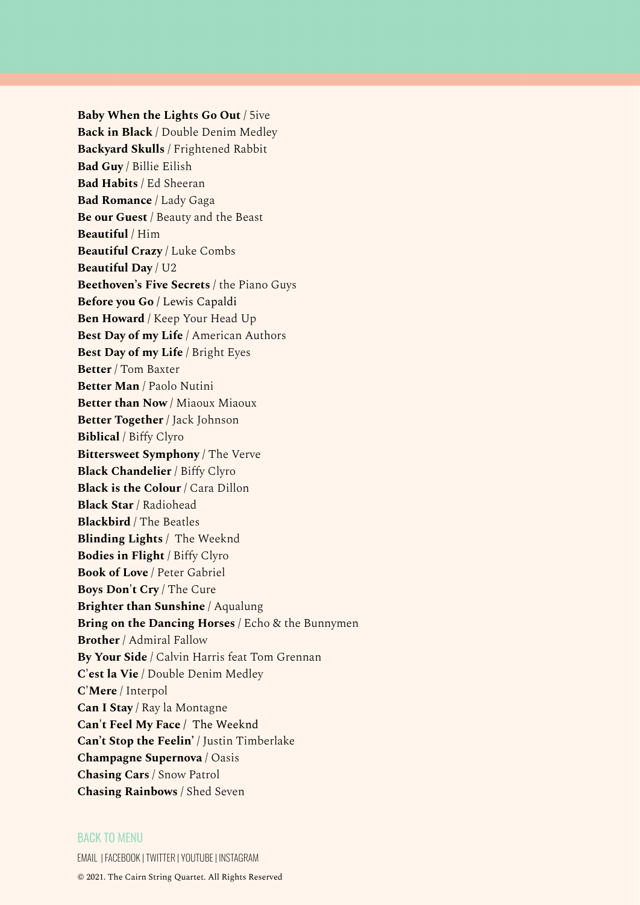**Baby When the Lights Go Out** / 5ive
**Back in Black** / Double Denim Medley
**Backyard Skulls** / Frightened Rabbit
**Bad Guy** / Billie Eilish
**Bad Habits** / Ed Sheeran
**Bad Romance** / Lady Gaga
**Be our Guest** / Beauty and the Beast
**Beautiful** / Him
**Beautiful Crazy** / Luke Combs
**Beautiful Day** / U2
**Beethoven's Five Secrets** / the Piano Guys
**Before you Go** / Lewis Capaldi
**Ben Howard** / Keep Your Head Up
**Best Day of my Life** / American Authors
**Best Day of my Life** / Bright Eyes
**Better** / Tom Baxter
**Better Man** / Paolo Nutini
**Better than Now** / Miaoux Miaoux
**Better Together** / Jack Johnson
**Biblical** / Biffy Clyro
**Bittersweet Symphony** / The Verve
**Black Chandelier** / Biffy Clyro
**Black is the Colour** / Cara Dillon
**Black Star** / Radiohead
**Blackbird** / The Beatles
**Blinding Lights** / The Weeknd
**Bodies in Flight** / Biffy Clyro
**Book of Love** / Peter Gabriel
**Boys Don't Cry** / The Cure
**Brighter than Sunshine** / Aqualung
**Bring on the Dancing Horses** / Echo & the Bunnymen
**Brother** / Admiral Fallow
**By Your Side** / Calvin Harris feat Tom Grennan
**C'est la Vie** / Double Denim Medley
**C'Mere** / Interpol
**Can I Stay** / Ray la Montagne
**Can't Feel My Face** / The Weeknd
**Can't Stop the Feelin'** / Justin Timberlake
**Champagne Supernova** / Oasis
**Chasing Cars** / Snow Patrol
**Chasing Rainbows** / Shed Seven

BACK TO MENU

EMAIL | FACEBOOK | TWITTER | YOUTUBE | INSTAGRAM

© 2021. The Cairn String Quartet. All Rights Reserved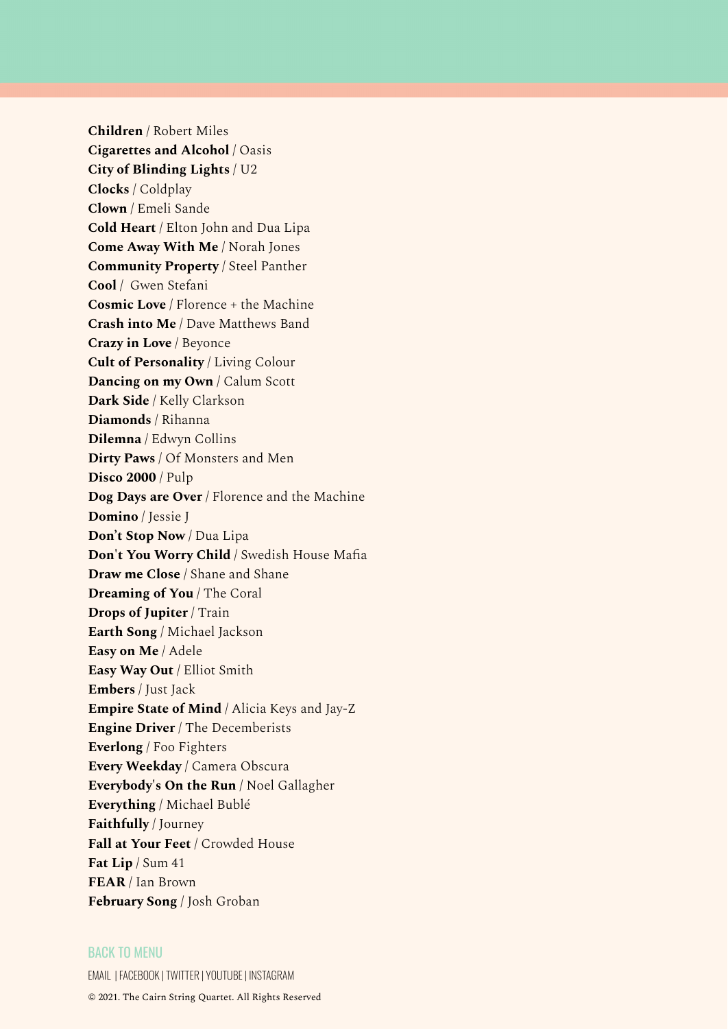**Children** / Robert Miles
**Cigarettes and Alcohol** / Oasis
**City of Blinding Lights** / U2
**Clocks** / Coldplay
**Clown** / Emeli Sande
**Cold Heart** / Elton John and Dua Lipa
**Come Away With Me** / Norah Jones
**Community Property** / Steel Panther
**Cool** / Gwen Stefani
**Cosmic Love** / Florence + the Machine
**Crash into Me** / Dave Matthews Band
**Crazy in Love** / Beyonce
**Cult of Personality** / Living Colour
**Dancing on my Own** / Calum Scott
**Dark Side** / Kelly Clarkson
**Diamonds** / Rihanna
**Dilemna** / Edwyn Collins
**Dirty Paws** / Of Monsters and Men
**Disco 2000** / Pulp
**Dog Days are Over** / Florence and the Machine
**Domino** / Jessie J
**Don't Stop Now** / Dua Lipa
**Don't You Worry Child** / Swedish House Mafia
**Draw me Close** / Shane and Shane
**Dreaming of You** / The Coral
**Drops of Jupiter** / Train
**Earth Song** / Michael Jackson
**Easy on Me** / Adele
**Easy Way Out** / Elliot Smith
**Embers** / Just Jack
**Empire State of Mind** / Alicia Keys and Jay-Z
**Engine Driver** / The Decemberists
**Everlong** / Foo Fighters
**Every Weekday** / Camera Obscura
**Everybody's On the Run** / Noel Gallagher
**Everything** / Michael Bublé
**Faithfully** / Journey
**Fall at Your Feet** / Crowded House
**Fat Lip** / Sum 41
**FEAR** / Ian Brown
**February Song** / Josh Groban

BACK TO MENU

EMAIL | FACEBOOK | TWITTER | YOUTUBE | INSTAGRAM

© 2021. The Cairn String Quartet. All Rights Reserved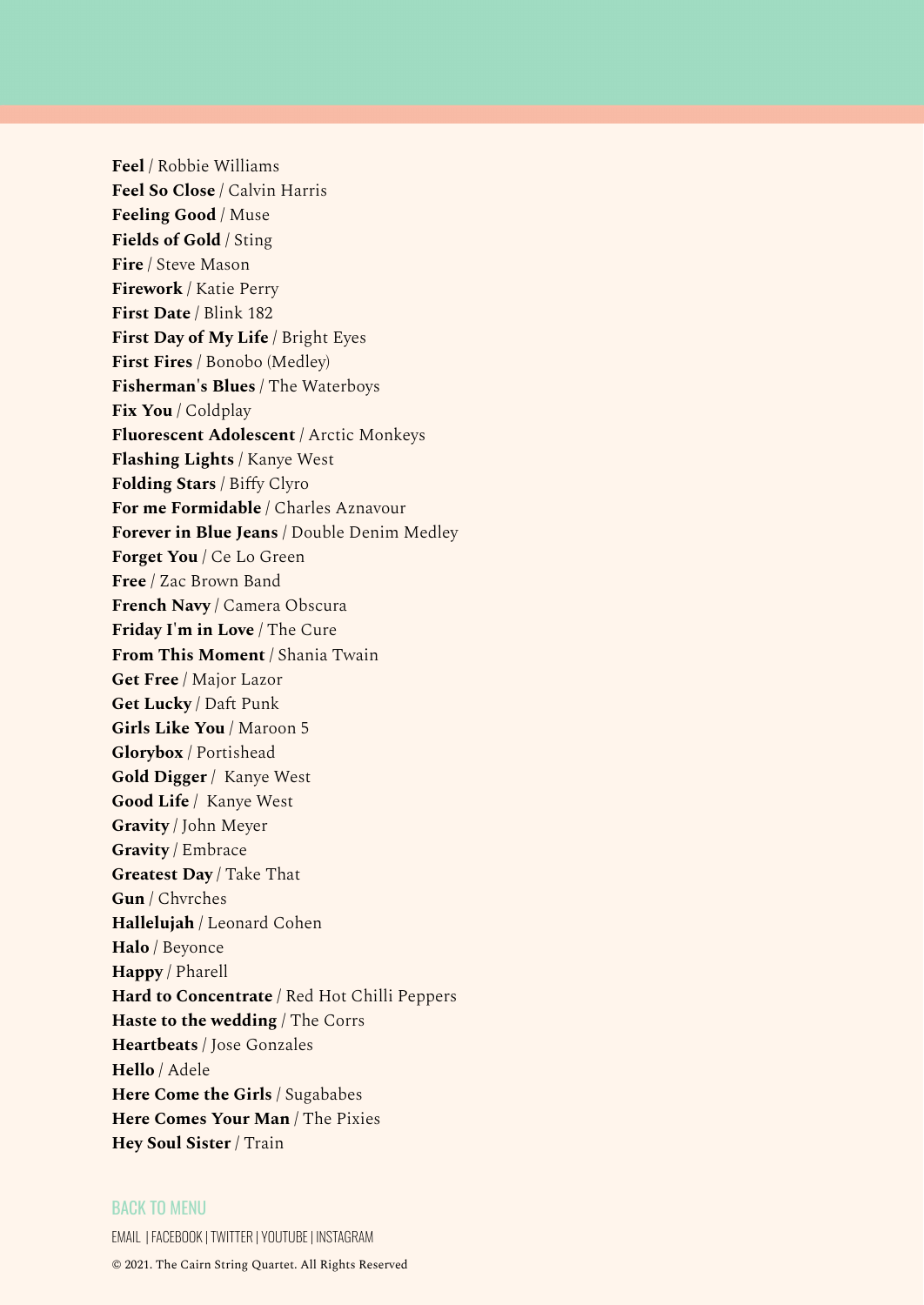**Feel** / Robbie Williams
**Feel So Close** / Calvin Harris
**Feeling Good** / Muse
**Fields of Gold** / Sting
**Fire** / Steve Mason
**Firework** / Katie Perry
**First Date** / Blink 182
**First Day of My Life** / Bright Eyes
**First Fires** / Bonobo (Medley)
**Fisherman's Blues** / The Waterboys
**Fix You** / Coldplay
**Fluorescent Adolescent** / Arctic Monkeys
**Flashing Lights** / Kanye West
**Folding Stars** / Biffy Clyro
**For me Formidable** / Charles Aznavour
**Forever in Blue Jeans** / Double Denim Medley
**Forget You** / Ce Lo Green
**Free** / Zac Brown Band
**French Navy** / Camera Obscura
**Friday I'm in Love** / The Cure
**From This Moment** / Shania Twain
**Get Free** / Major Lazor
**Get Lucky** / Daft Punk
**Girls Like You** / Maroon 5
**Glorybox** / Portishead
**Gold Digger** / Kanye West
**Good Life** / Kanye West
**Gravity** / John Meyer
**Gravity** / Embrace
**Greatest Day** / Take That
**Gun** / Chvrches
**Hallelujah** / Leonard Cohen
**Halo** / Beyonce
**Happy** / Pharell
**Hard to Concentrate** / Red Hot Chilli Peppers
**Haste to the wedding** / The Corrs
**Heartbeats** / Jose Gonzales
**Hello** / Adele
**Here Come the Girls** / Sugababes
**Here Comes Your Man** / The Pixies
**Hey Soul Sister** / Train

BACK TO MENU

EMAIL | FACEBOOK | TWITTER | YOUTUBE | INSTAGRAM

© 2021. The Cairn String Quartet. All Rights Reserved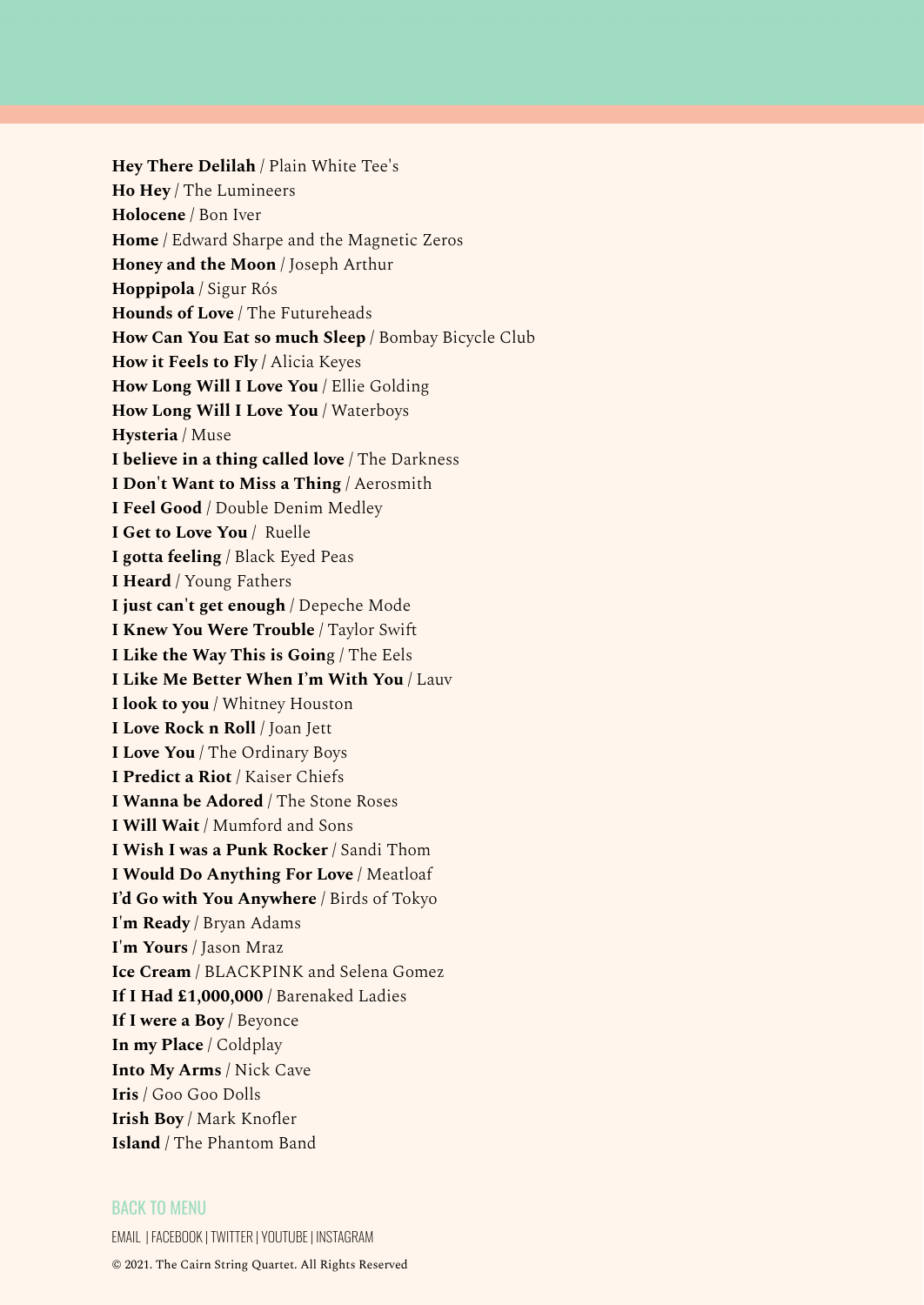**Hey There Delilah** / Plain White Tee's
**Ho Hey** / The Lumineers
**Holocene** / Bon Iver
**Home** / Edward Sharpe and the Magnetic Zeros
**Honey and the Moon** / Joseph Arthur
**Hoppipola** / Sigur Rós
**Hounds of Love** / The Futureheads
**How Can You Eat so much Sleep** / Bombay Bicycle Club
**How it Feels to Fly** / Alicia Keyes
**How Long Will I Love You** / Ellie Golding
**How Long Will I Love You** / Waterboys
**Hysteria** / Muse
**I believe in a thing called love** / The Darkness
**I Don't Want to Miss a Thing** / Aerosmith
**I Feel Good** / Double Denim Medley
**I Get to Love You** / Ruelle
**I gotta feeling** / Black Eyed Peas
**I Heard** / Young Fathers
**I just can't get enough** / Depeche Mode
**I Knew You Were Trouble** / Taylor Swift
**I Like the Way This is Goin**g / The Eels
**I Like Me Better When I'm With You** / Lauv
**I look to you** / Whitney Houston
**I Love Rock n Roll** / Joan Jett
**I Love You** / The Ordinary Boys
**I Predict a Riot** / Kaiser Chiefs
**I Wanna be Adored** / The Stone Roses
**I Will Wait** / Mumford and Sons
**I Wish I was a Punk Rocker** / Sandi Thom
**I Would Do Anything For Love** / Meatloaf
**I'd Go with You Anywhere** / Birds of Tokyo
**I'm Ready** / Bryan Adams
**I'm Yours** / Jason Mraz
**Ice Cream** / BLACKPINK and Selena Gomez
**If I Had £1,000,000** / Barenaked Ladies
**If I were a Boy** / Beyonce
**In my Place** / Coldplay
**Into My Arms** / Nick Cave
**Iris** / Goo Goo Dolls
**Irish Boy** / Mark Knofler
**Island** / The Phantom Band

BACK TO MENU

EMAIL | FACEBOOK | TWITTER | YOUTUBE | INSTAGRAM

© 2021. The Cairn String Quartet. All Rights Reserved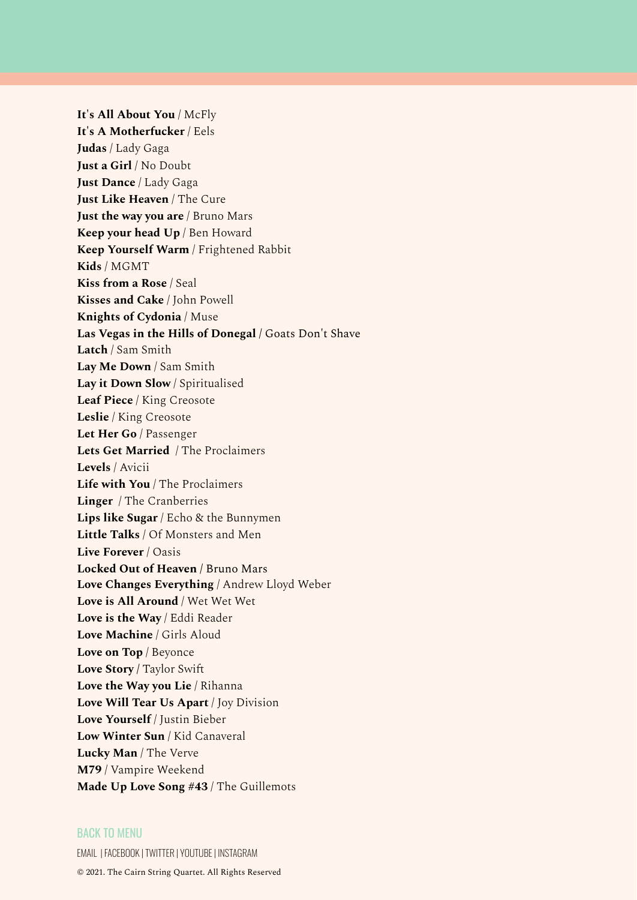**It's All About You** / McFly
**It's A Motherfucker** / Eels
**Judas** / Lady Gaga
**Just a Girl** / No Doubt
**Just Dance** / Lady Gaga
**Just Like Heaven** / The Cure
**Just the way you are** / Bruno Mars
**Keep your head Up** / Ben Howard
**Keep Yourself Warm** / Frightened Rabbit
**Kids** / MGMT
**Kiss from a Rose** / Seal
**Kisses and Cake** / John Powell
**Knights of Cydonia** / Muse
**Las Vegas in the Hills of Donegal** / Goats Don't Shave
**Latch** / Sam Smith
**Lay Me Down** / Sam Smith
**Lay it Down Slow** / Spiritualised
**Leaf Piece** / King Creosote
**Leslie** / King Creosote
**Let Her Go** / Passenger
**Lets Get Married** / The Proclaimers
**Levels** / Avicii
**Life with You** / The Proclaimers
**Linger** / The Cranberries
**Lips like Sugar** / Echo & the Bunnymen
**Little Talks** / Of Monsters and Men
**Live Forever** / Oasis
**Locked Out of Heaven** / Bruno Mars
**Love Changes Everything** / Andrew Lloyd Weber
**Love is All Around** / Wet Wet Wet
**Love is the Way** / Eddi Reader
**Love Machine** / Girls Aloud
**Love on Top** / Beyonce
**Love Story** / Taylor Swift
**Love the Way you Lie** / Rihanna
**Love Will Tear Us Apart** / Joy Division
**Love Yourself** / Justin Bieber
**Low Winter Sun** / Kid Canaveral
**Lucky Man** / The Verve
**M79** / Vampire Weekend
**Made Up Love Song #43** / The Guillemots

BACK TO MENU

EMAIL | FACEBOOK | TWITTER | YOUTUBE | INSTAGRAM

© 2021. The Cairn String Quartet. All Rights Reserved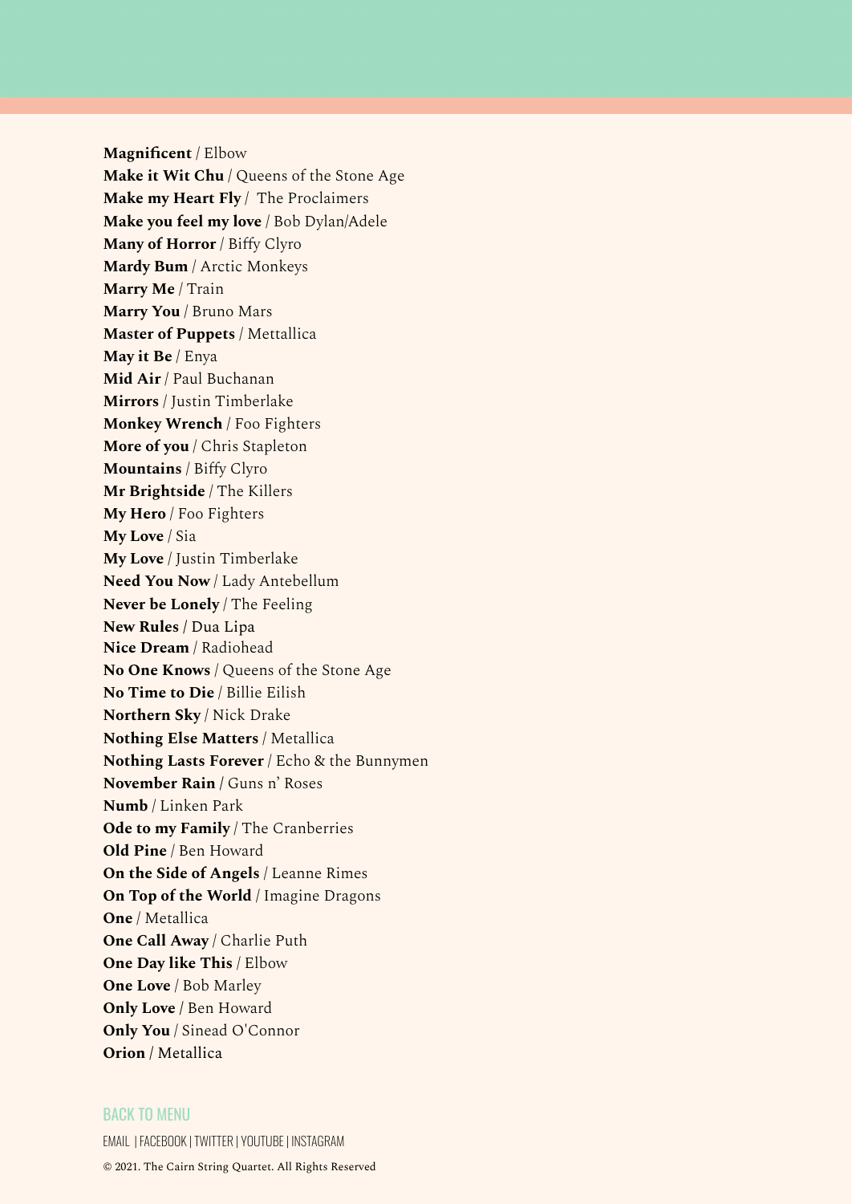**Magnificent** / Elbow  
**Make it Wit Chu** / Queens of the Stone Age  
**Make my Heart Fly** / The Proclaimers  
**Make you feel my love** / Bob Dylan/Adele  
**Many of Horror** / Biffy Clyro  
**Mardy Bum** / Arctic Monkeys  
**Marry Me** / Train  
**Marry You** / Bruno Mars  
**Master of Puppets** / Mettallica  
**May it Be** / Enya  
**Mid Air** / Paul Buchanan  
**Mirrors** / Justin Timberlake  
**Monkey Wrench** / Foo Fighters  
**More of you** / Chris Stapleton  
**Mountains** / Biffy Clyro  
**Mr Brightside** / The Killers  
**My Hero** / Foo Fighters  
**My Love** / Sia  
**My Love** / Justin Timberlake  
**Need You Now** / Lady Antebellum  
**Never be Lonely** / The Feeling  
**New Rules** / Dua Lipa  
**Nice Dream** / Radiohead  
**No One Knows** / Queens of the Stone Age  
**No Time to Die** / Billie Eilish  
**Northern Sky** / Nick Drake  
**Nothing Else Matters** / Metallica  
**Nothing Lasts Forever** / Echo & the Bunnymen  
**November Rain** / Guns n' Roses  
**Numb** / Linken Park  
**Ode to my Family** / The Cranberries  
**Old Pine** / Ben Howard  
**On the Side of Angels** / Leanne Rimes  
**On Top of the World** / Imagine Dragons  
**One** / Metallica  
**One Call Away** / Charlie Puth  
**One Day like This** / Elbow  
**One Love** / Bob Marley  
**Only Love** / Ben Howard  
**Only You** / Sinead O'Connor  
**Orion** / Metallica

BACK TO MENU

EMAIL | FACEBOOK | TWITTER | YOUTUBE | INSTAGRAM

© 2021. The Cairn String Quartet. All Rights Reserved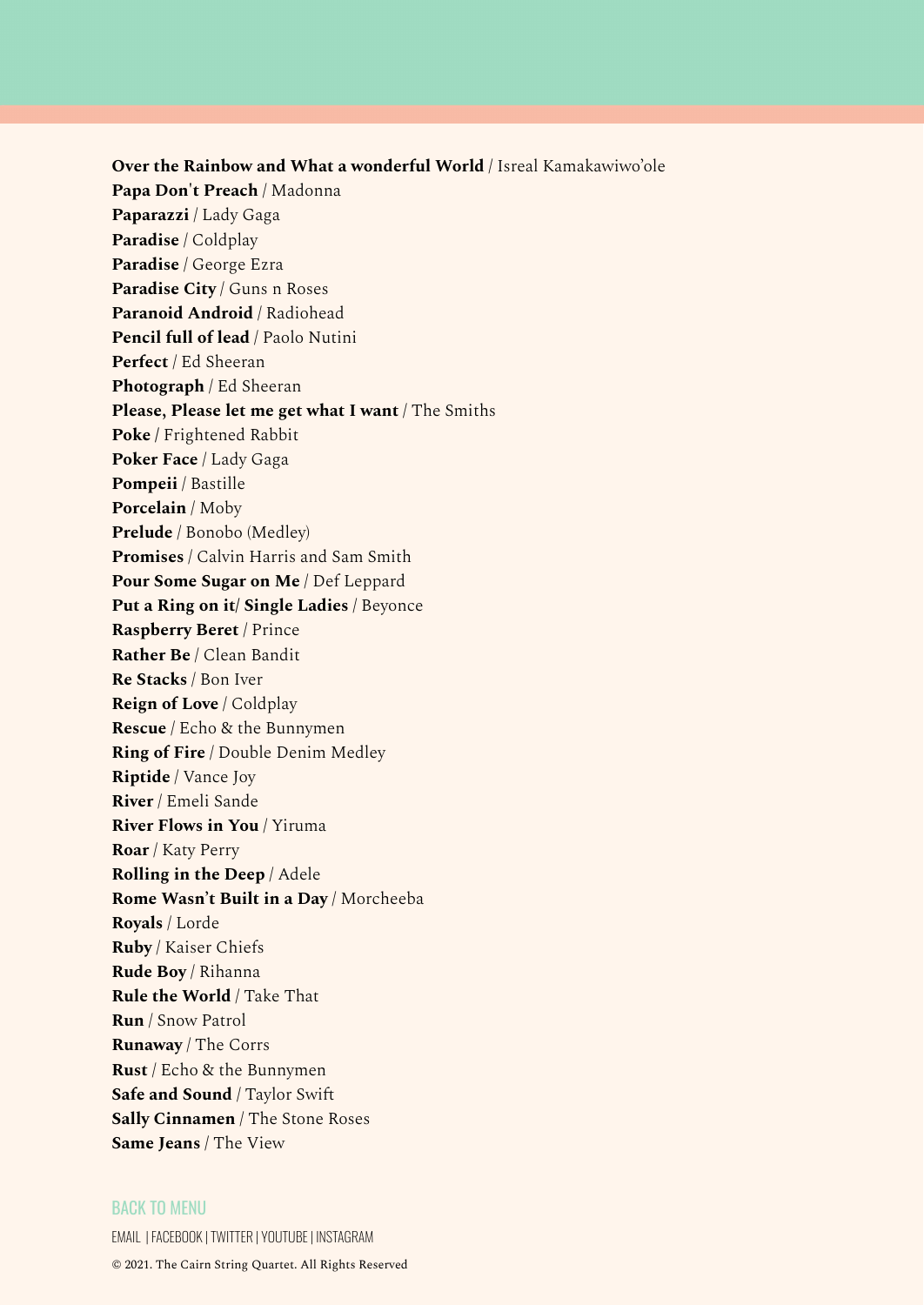**Over the Rainbow and What a wonderful World** / Isreal Kamakawiwo'ole
**Papa Don't Preach** / Madonna
**Paparazzi** / Lady Gaga
**Paradise** / Coldplay
**Paradise** / George Ezra
**Paradise City** / Guns n Roses
**Paranoid Android** / Radiohead
**Pencil full of lead** / Paolo Nutini
**Perfect** / Ed Sheeran
**Photograph** / Ed Sheeran
**Please, Please let me get what I want** / The Smiths
**Poke** / Frightened Rabbit
**Poker Face** / Lady Gaga
**Pompeii** / Bastille
**Porcelain** / Moby
**Prelude** / Bonobo (Medley)
**Promises** / Calvin Harris and Sam Smith
**Pour Some Sugar on Me** / Def Leppard
**Put a Ring on it/ Single Ladies** / Beyonce
**Raspberry Beret** / Prince
**Rather Be** / Clean Bandit
**Re Stacks** / Bon Iver
**Reign of Love** / Coldplay
**Rescue** / Echo & the Bunnymen
**Ring of Fire** / Double Denim Medley
**Riptide** / Vance Joy
**River** / Emeli Sande
**River Flows in You** / Yiruma
**Roar** / Katy Perry
**Rolling in the Deep** / Adele
**Rome Wasn't Built in a Day** / Morcheeba
**Royals** / Lorde
**Ruby** / Kaiser Chiefs
**Rude Boy** / Rihanna
**Rule the World** / Take That
**Run** / Snow Patrol
**Runaway** / The Corrs
**Rust** / Echo & the Bunnymen
**Safe and Sound** / Taylor Swift
**Sally Cinnamen** / The Stone Roses
**Same Jeans** / The View

BACK TO MENU

EMAIL | FACEBOOK | TWITTER | YOUTUBE | INSTAGRAM

© 2021. The Cairn String Quartet. All Rights Reserved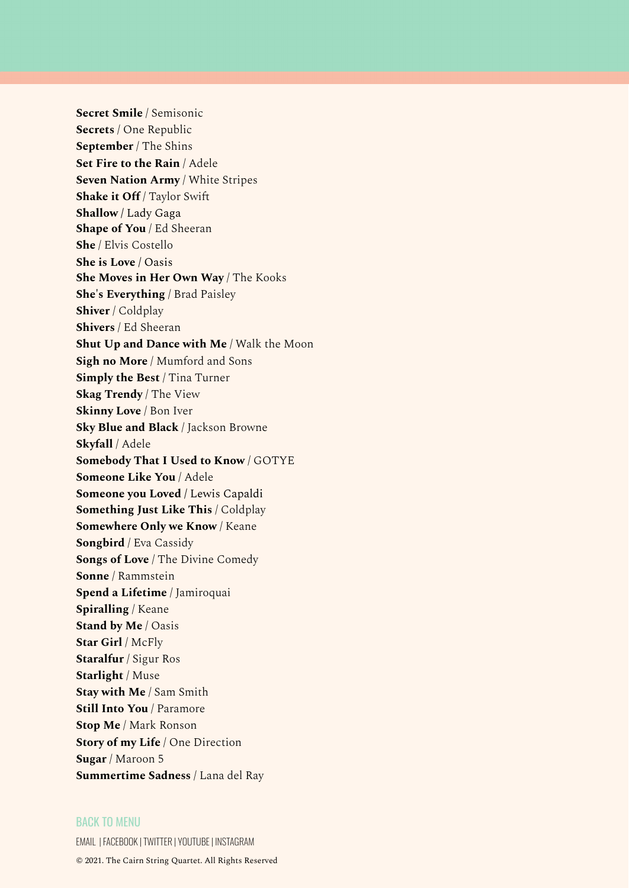**Secret Smile** / Semisonic
**Secrets** / One Republic
**September** / The Shins
**Set Fire to the Rain** / Adele
**Seven Nation Army** / White Stripes
**Shake it Off** / Taylor Swift
**Shallow** / Lady Gaga
**Shape of You** / Ed Sheeran
**She** / Elvis Costello
**She is Love** / Oasis
**She Moves in Her Own Way** / The Kooks
**She's Everything** / Brad Paisley
**Shiver** / Coldplay
**Shivers** / Ed Sheeran
**Shut Up and Dance with Me** / Walk the Moon
**Sigh no More** / Mumford and Sons
**Simply the Best** / Tina Turner
**Skag Trendy** / The View
**Skinny Love** / Bon Iver
**Sky Blue and Black** / Jackson Browne
**Skyfall** / Adele
**Somebody That I Used to Know** / GOTYE
**Someone Like You** / Adele
**Someone you Loved** / Lewis Capaldi
**Something Just Like This** / Coldplay
**Somewhere Only we Know** / Keane
**Songbird** / Eva Cassidy
**Songs of Love** / The Divine Comedy
**Sonne** / Rammstein
**Spend a Lifetime** / Jamiroquai
**Spiralling** / Keane
**Stand by Me** / Oasis
**Star Girl** / McFly
**Staralfur** / Sigur Ros
**Starlight** / Muse
**Stay with Me** / Sam Smith
**Still Into You** / Paramore
**Stop Me** / Mark Ronson
**Story of my Life** / One Direction
**Sugar** / Maroon 5
**Summertime Sadness** / Lana del Ray

BACK TO MENU

EMAIL | FACEBOOK | TWITTER | YOUTUBE | INSTAGRAM

© 2021. The Cairn String Quartet. All Rights Reserved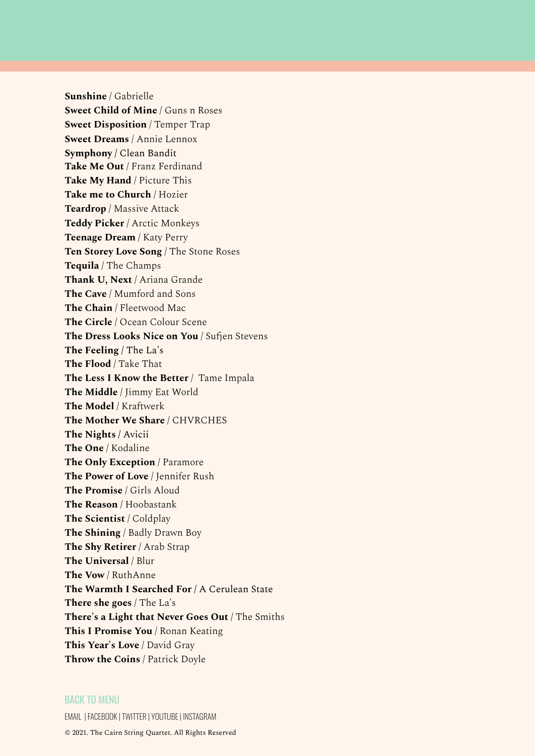**Sunshine** / Gabrielle
**Sweet Child of Mine** / Guns n Roses
**Sweet Disposition** / Temper Trap
**Sweet Dreams** / Annie Lennox
**Symphony** / Clean Bandit
**Take Me Out** / Franz Ferdinand
**Take My Hand** / Picture This
**Take me to Church** / Hozier
**Teardrop** / Massive Attack
**Teddy Picker** / Arctic Monkeys
**Teenage Dream** / Katy Perry
**Ten Storey Love Song** / The Stone Roses
**Tequila** / The Champs
**Thank U, Next** / Ariana Grande
**The Cave** / Mumford and Sons
**The Chain** / Fleetwood Mac
**The Circle** / Ocean Colour Scene
**The Dress Looks Nice on You** / Sufjen Stevens
**The Feeling** / The La's
**The Flood** / Take That
**The Less I Know the Better** / Tame Impala
**The Middle** / Jimmy Eat World
**The Model** / Kraftwerk
**The Mother We Share** / CHVRCHES
**The Nights** / Avicii
**The One** / Kodaline
**The Only Exception** / Paramore
**The Power of Love** / Jennifer Rush
**The Promise** / Girls Aloud
**The Reason** / Hoobastank
**The Scientist** / Coldplay
**The Shining** / Badly Drawn Boy
**The Shy Retirer** / Arab Strap
**The Universal** / Blur
**The Vow** / RuthAnne
**The Warmth I Searched For** / A Cerulean State
**There she goes** / The La's
**There's a Light that Never Goes Out** / The Smiths
**This I Promise You** / Ronan Keating
**This Year's Love** / David Gray
**Throw the Coins** / Patrick Doyle

BACK TO MENU

EMAIL | FACEBOOK | TWITTER | YOUTUBE | INSTAGRAM

© 2021. The Cairn String Quartet. All Rights Reserved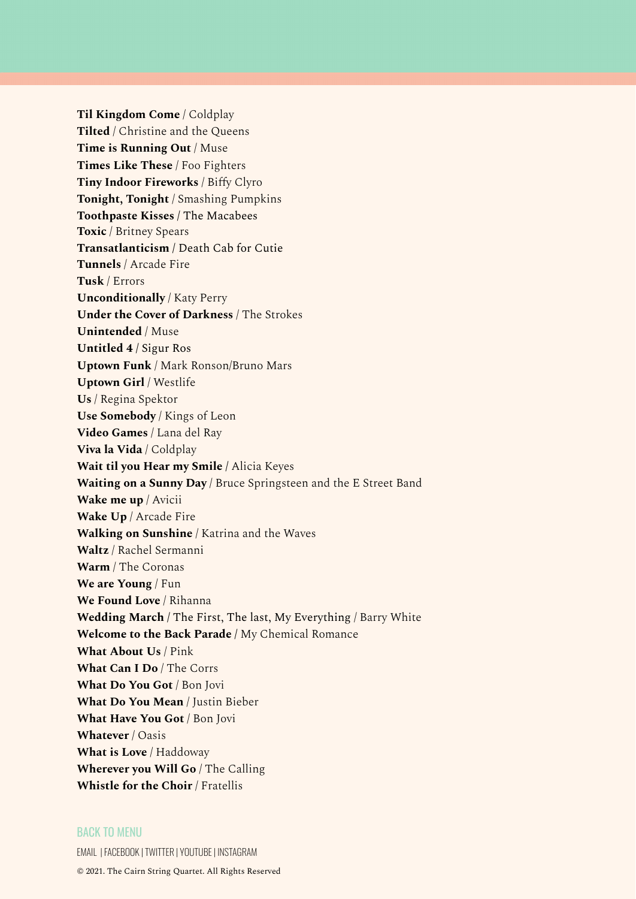**Til Kingdom Come** / Coldplay
**Tilted** / Christine and the Queens
**Time is Running Out** / Muse
**Times Like These** / Foo Fighters
**Tiny Indoor Fireworks** / Biffy Clyro
**Tonight, Tonight** / Smashing Pumpkins
**Toothpaste Kisses** / The Macabees
**Toxic** / Britney Spears
**Transatlanticism** / Death Cab for Cutie
**Tunnels** / Arcade Fire
**Tusk** / Errors
**Unconditionally** / Katy Perry
**Under the Cover of Darkness** / The Strokes
**Unintended** / Muse
**Untitled 4** / Sigur Ros
**Uptown Funk** / Mark Ronson/Bruno Mars
**Uptown Girl** / Westlife
**Us** / Regina Spektor
**Use Somebody** / Kings of Leon
**Video Games** / Lana del Ray
**Viva la Vida** / Coldplay
**Wait til you Hear my Smile** / Alicia Keyes
**Waiting on a Sunny Day** / Bruce Springsteen and the E Street Band
**Wake me up** / Avicii
**Wake Up** / Arcade Fire
**Walking on Sunshine** / Katrina and the Waves
**Waltz** / Rachel Sermanni
**Warm** / The Coronas
**We are Young** / Fun
**We Found Love** / Rihanna
**Wedding March** / The First, The last, My Everything / Barry White
**Welcome to the Back Parade** / My Chemical Romance
**What About Us** / Pink
**What Can I Do** / The Corrs
**What Do You Got** / Bon Jovi
**What Do You Mean** / Justin Bieber
**What Have You Got** / Bon Jovi
**Whatever** / Oasis
**What is Love** / Haddoway
**Wherever you Will Go** / The Calling
**Whistle for the Choir** / Fratellis

BACK TO MENU

EMAIL | FACEBOOK | TWITTER | YOUTUBE | INSTAGRAM

© 2021. The Cairn String Quartet. All Rights Reserved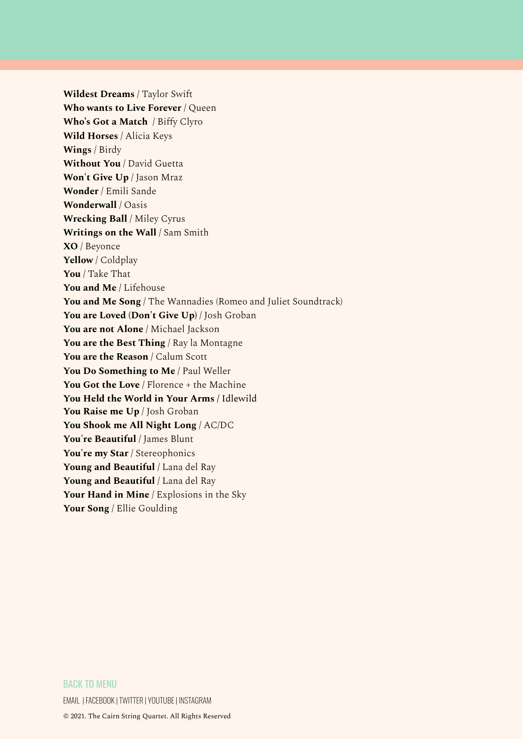**Wildest Dreams** / Taylor Swift
**Who wants to Live Forever** / Queen
**Who's Got a Match** / Biffy Clyro
**Wild Horses** / Alicia Keys
**Wings** / Birdy
**Without You** / David Guetta
**Won't Give Up** / Jason Mraz
**Wonder** / Emili Sande
**Wonderwall** / Oasis
**Wrecking Ball** / Miley Cyrus
**Writings on the Wall** / Sam Smith
**XO** / Beyonce
**Yellow** / Coldplay
**You** / Take That
**You and Me** / Lifehouse
**You and Me Song** / The Wannadies (Romeo and Juliet Soundtrack)
**You are Loved (Don't Give Up)** / Josh Groban
**You are not Alone** / Michael Jackson
**You are the Best Thing** / Ray la Montagne
**You are the Reason** / Calum Scott
**You Do Something to Me** / Paul Weller
**You Got the Love** / Florence + the Machine
**You Held the World in Your Arms** / Idlewild
**You Raise me Up** / Josh Groban
**You Shook me All Night Long** / AC/DC
**You're Beautiful** / James Blunt
**You're my Star** / Stereophonics
**Young and Beautiful** / Lana del Ray
**Young and Beautiful** / Lana del Ray
**Your Hand in Mine** / Explosions in the Sky
**Your Song** / Ellie Goulding

BACK TO MENU

EMAIL | FACEBOOK | TWITTER | YOUTUBE | INSTAGRAM

© 2021. The Cairn String Quartet. All Rights Reserved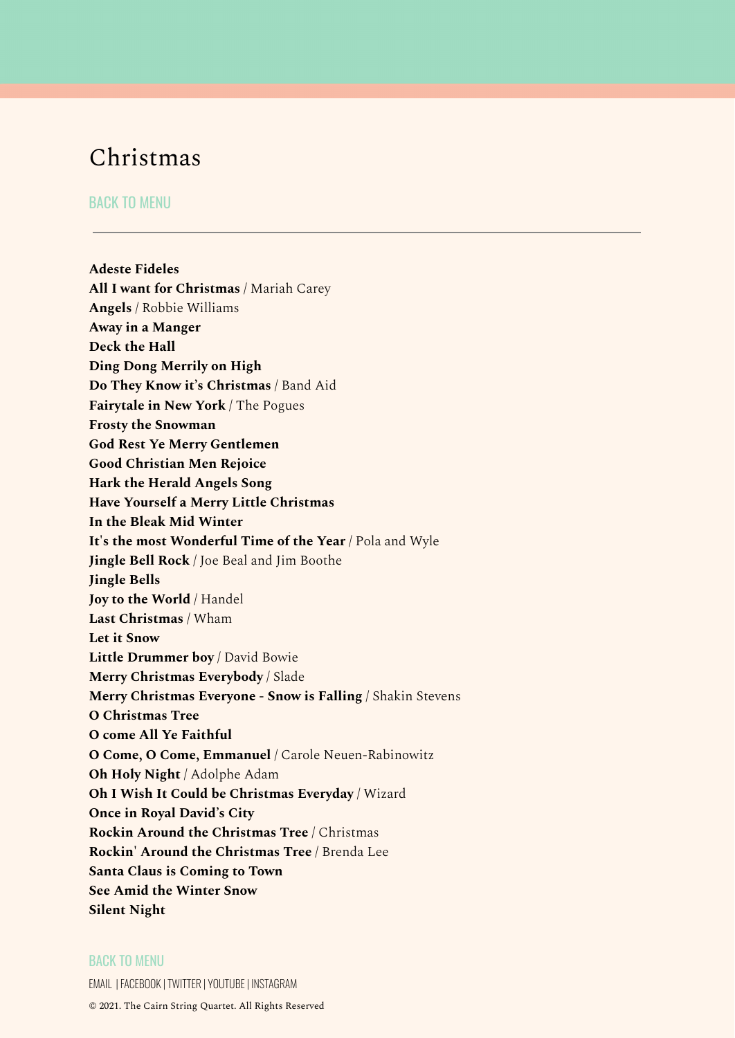# Christmas

BACK TO MENU

---

**Adeste Fideles**
**All I want for Christmas** / Mariah Carey
**Angels** / Robbie Williams
**Away in a Manger**
**Deck the Hall**
**Ding Dong Merrily on High**
**Do They Know it's Christmas** / Band Aid
**Fairytale in New York** / The Pogues
**Frosty the Snowman**
**God Rest Ye Merry Gentlemen**
**Good Christian Men Rejoice**
**Hark the Herald Angels Song**
**Have Yourself a Merry Little Christmas**
**In the Bleak Mid Winter**
**It's the most Wonderful Time of the Year** / Pola and Wyle
**Jingle Bell Rock** / Joe Beal and Jim Boothe
**Jingle Bells**
**Joy to the World** / Handel
**Last Christmas** / Wham
**Let it Snow**
**Little Drummer boy** / David Bowie
**Merry Christmas Everybody** / Slade
**Merry Christmas Everyone - Snow is Falling** / Shakin Stevens
**O Christmas Tree**
**O come All Ye Faithful**
**O Come, O Come, Emmanuel** / Carole Neuen-Rabinowitz
**Oh Holy Night** / Adolphe Adam
**Oh I Wish It Could be Christmas Everyday** / Wizard
**Once in Royal David's City**
**Rockin Around the Christmas Tree** / Christmas
**Rockin' Around the Christmas Tree** / Brenda Lee
**Santa Claus is Coming to Town**
**See Amid the Winter Snow**
**Silent Night**

BACK TO MENU

EMAIL | FACEBOOK | TWITTER | YOUTUBE | INSTAGRAM

© 2021. The Cairn String Quartet. All Rights Reserved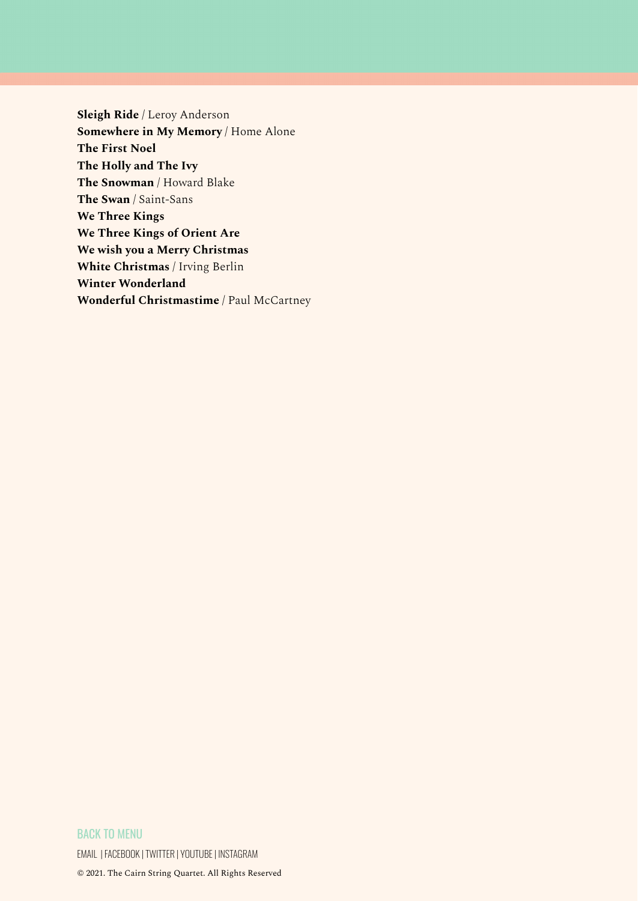**Sleigh Ride** / Leroy Anderson
**Somewhere in My Memory** / Home Alone
**The First Noel**
**The Holly and The Ivy**
**The Snowman** / Howard Blake
**The Swan** / Saint-Sans
**We Three Kings**
**We Three Kings of Orient Are**
**We wish you a Merry Christmas**
**White Christmas** / Irving Berlin
**Winter Wonderland**
**Wonderful Christmastime** / Paul McCartney

BACK TO MENU

EMAIL | FACEBOOK | TWITTER | YOUTUBE | INSTAGRAM

© 2021. The Cairn String Quartet. All Rights Reserved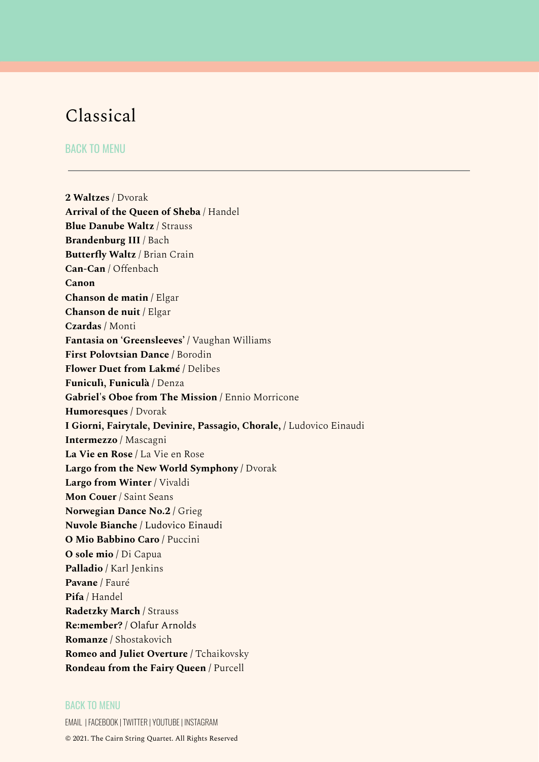# Classical

BACK TO MENU

---

**2 Waltzes** / Dvorak
**Arrival of the Queen of Sheba** / Handel
**Blue Danube Waltz** / Strauss
**Brandenburg III** / Bach
**Butterfly Waltz** / Brian Crain
**Can-Can** / Offenbach
**Canon**
**Chanson de matin** / Elgar
**Chanson de nuit** / Elgar
**Czardas** / Monti
**Fantasia on 'Greensleeves'** / Vaughan Williams
**First Polovtsian Dance** / Borodin
**Flower Duet from Lakmé** / Delibes
**Funiculì, Funiculà** / Denza
**Gabriel's Oboe from The Mission** / Ennio Morricone
**Humoresques** / Dvorak
**I Giorni, Fairytale, Devinire, Passagio, Chorale,** / Ludovico Einaudi
**Intermezzo** / Mascagni
**La Vie en Rose** / La Vie en Rose
**Largo from the New World Symphony** / Dvorak
**Largo from Winter** / Vivaldi
**Mon Couer** / Saint Seans
**Norwegian Dance No.2** / Grieg
**Nuvole Bianche** / Ludovico Einaudi
**O Mio Babbino Caro** / Puccini
**O sole mio** / Di Capua
**Palladio** / Karl Jenkins
**Pavane** / Fauré
**Pifa** / Handel
**Radetzky March** / Strauss
**Re:member?** / Olafur Arnolds
**Romanze** / Shostakovich
**Romeo and Juliet Overture** / Tchaikovsky
**Rondeau from the Fairy Queen** / Purcell

BACK TO MENU

EMAIL | FACEBOOK | TWITTER | YOUTUBE | INSTAGRAM

© 2021. The Cairn String Quartet. All Rights Reserved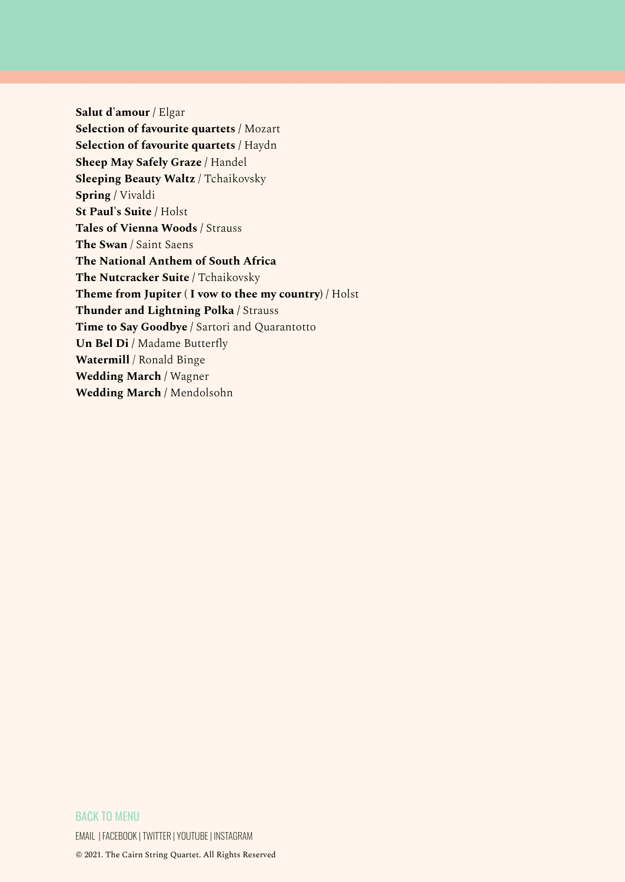**Salut d'amour** / Elgar
**Selection of favourite quartets** / Mozart
**Selection of favourite quartets** / Haydn
**Sheep May Safely Graze** / Handel
**Sleeping Beauty Waltz** / Tchaikovsky
**Spring** / Vivaldi
**St Paul's Suite** / Holst
**Tales of Vienna Woods** / Strauss
**The Swan** / Saint Saens
**The National Anthem of South Africa**
**The Nutcracker Suite** / Tchaikovsky
**Theme from Jupiter** ( **I vow to thee my country**) / Holst
**Thunder and Lightning Polka** / Strauss
**Time to Say Goodbye** / Sartori and Quarantotto
**Un Bel Di** / Madame Butterfly
**Watermill** / Ronald Binge
**Wedding March** / Wagner
**Wedding March** / Mendolsohn

BACK TO MENU

EMAIL | FACEBOOK | TWITTER | YOUTUBE | INSTAGRAM

© 2021. The Cairn String Quartet. All Rights Reserved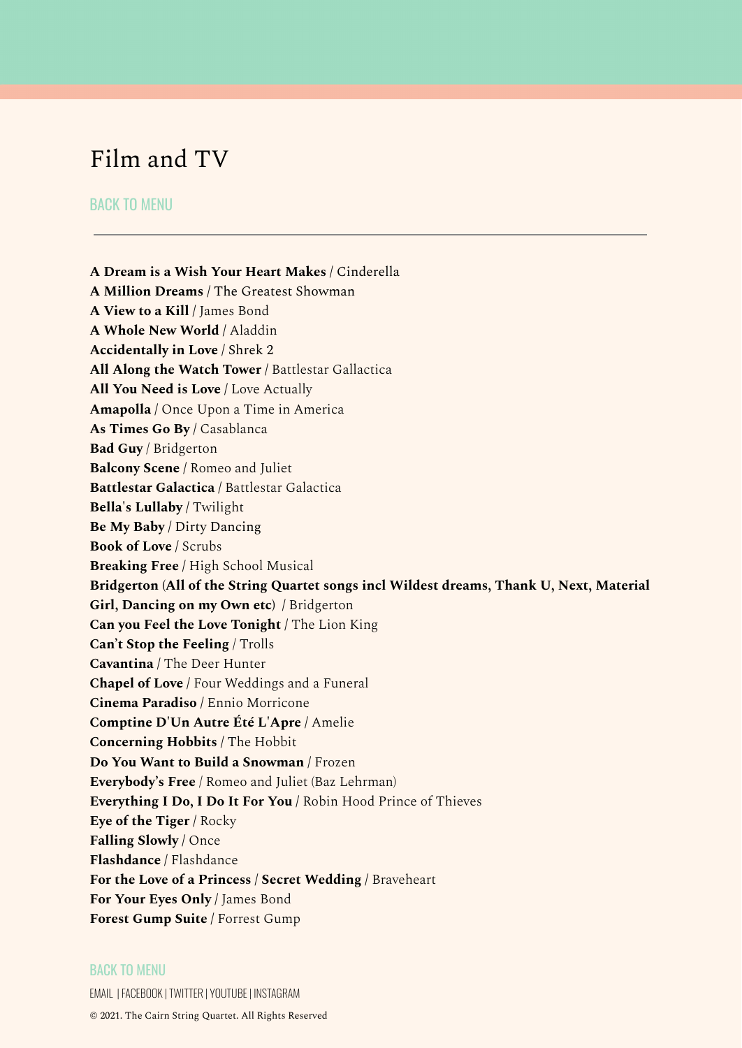# Film and TV

BACK TO MENU

---

**A Dream is a Wish Your Heart Makes** / Cinderella
**A Million Dreams** / The Greatest Showman
**A View to a Kill** / James Bond
**A Whole New World** / Aladdin
**Accidentally in Love** / Shrek 2
**All Along the Watch Tower** / Battlestar Gallactica
**All You Need is Love** / Love Actually
**Amapolla** / Once Upon a Time in America
**As Times Go By** / Casablanca
**Bad Guy** / Bridgerton
**Balcony Scene** / Romeo and Juliet
**Battlestar Galactica** / Battlestar Galactica
**Bella's Lullaby** / Twilight
**Be My Baby** / Dirty Dancing
**Book of Love** / Scrubs
**Breaking Free** / High School Musical
**Bridgerton** (**All of the String Quartet songs incl Wildest dreams, Thank U, Next, Material Girl, Dancing on my Own etc**) / Bridgerton
**Can you Feel the Love Tonight** / The Lion King
**Can't Stop the Feeling** / Trolls
**Cavantina** / The Deer Hunter
**Chapel of Love** / Four Weddings and a Funeral
**Cinema Paradiso** / Ennio Morricone
**Comptine D'Un Autre Été L'Apre** / Amelie
**Concerning Hobbits** / The Hobbit
**Do You Want to Build a Snowman** / Frozen
**Everybody's Free** / Romeo and Juliet (Baz Lehrman)
**Everything I Do, I Do It For You** / Robin Hood Prince of Thieves
**Eye of the Tiger** / Rocky
**Falling Slowly** / Once
**Flashdance** / Flashdance
**For the Love of a Princess** / **Secret Wedding** / Braveheart
**For Your Eyes Only** / James Bond
**Forest Gump Suite** / Forrest Gump

BACK TO MENU

EMAIL | FACEBOOK | TWITTER | YOUTUBE | INSTAGRAM

© 2021. The Cairn String Quartet. All Rights Reserved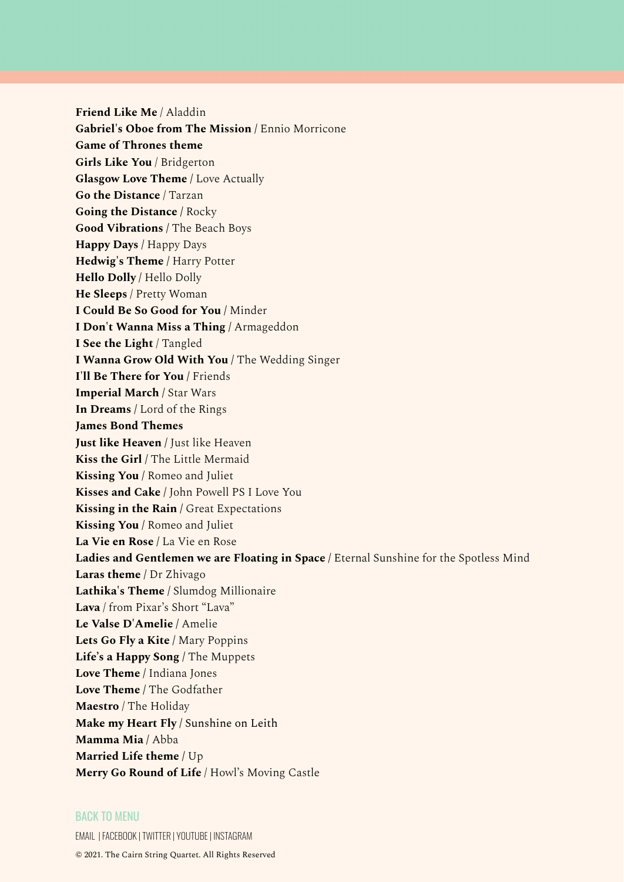**Friend Like Me** / Aladdin
**Gabriel's Oboe from The Mission** / Ennio Morricone
**Game of Thrones theme**
**Girls Like You** / Bridgerton
**Glasgow Love Theme** / Love Actually
**Go the Distance** / Tarzan
**Going the Distance** / Rocky
**Good Vibrations** / The Beach Boys
**Happy Days** / Happy Days
**Hedwig's Theme** / Harry Potter
**Hello Dolly** / Hello Dolly
**He Sleeps** / Pretty Woman
**I Could Be So Good for You** / Minder
**I Don't Wanna Miss a Thing** / Armageddon
**I See the Light** / Tangled
**I Wanna Grow Old With You** / The Wedding Singer
**I'll Be There for You** / Friends
**Imperial March** / Star Wars
**In Dreams** / Lord of the Rings
**James Bond Themes**
**Just like Heaven** / Just like Heaven
**Kiss the Girl** / The Little Mermaid
**Kissing You** / Romeo and Juliet
**Kisses and Cake** / John Powell PS I Love You
**Kissing in the Rain** / Great Expectations
**Kissing You** / Romeo and Juliet
**La Vie en Rose** / La Vie en Rose
**Ladies and Gentlemen we are Floating in Space** / Eternal Sunshine for the Spotless Mind
**Laras theme** / Dr Zhivago
**Lathika's Theme** / Slumdog Millionaire
**Lava** / from Pixar's Short "Lava"
**Le Valse D'Amelie** / Amelie
**Lets Go Fly a Kite** / Mary Poppins
**Life's a Happy Song** / The Muppets
**Love Theme** / Indiana Jones
**Love Theme** / The Godfather
**Maestro** / The Holiday
**Make my Heart Fly** / Sunshine on Leith
**Mamma Mia** / Abba
**Married Life theme** / Up
**Merry Go Round of Life** / Howl's Moving Castle

BACK TO MENU

EMAIL | FACEBOOK | TWITTER | YOUTUBE | INSTAGRAM

© 2021. The Cairn String Quartet. All Rights Reserved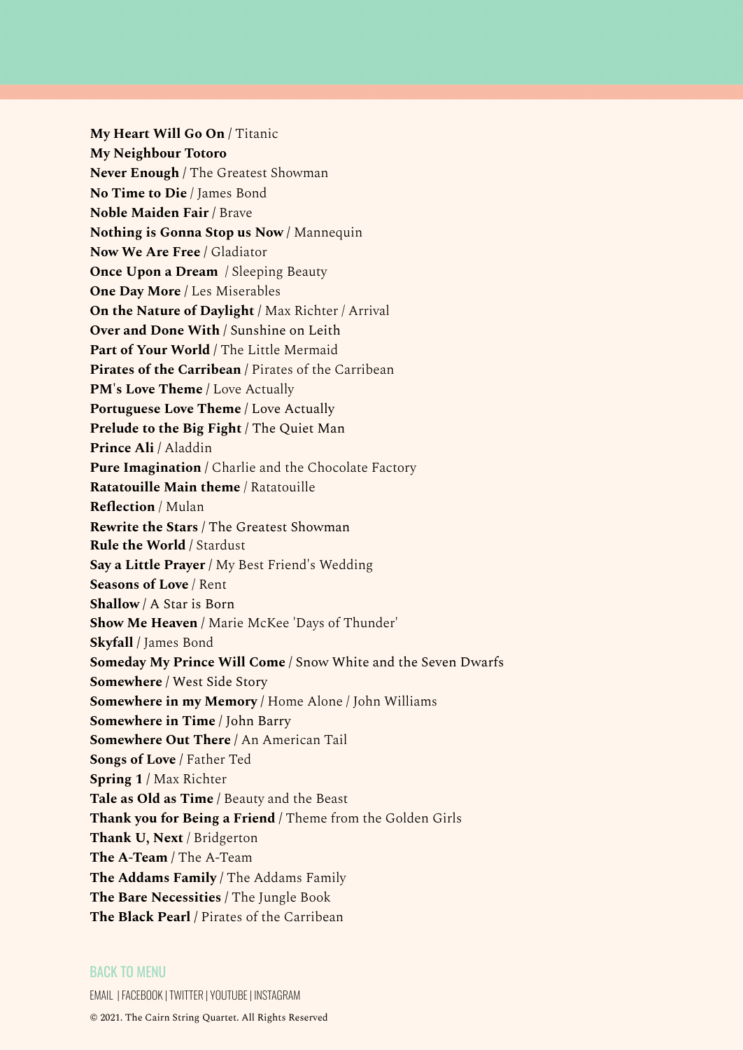**My Heart Will Go On** / Titanic
**My Neighbour Totoro**
**Never Enough** / The Greatest Showman
**No Time to Die** / James Bond
**Noble Maiden Fair** / Brave
**Nothing is Gonna Stop us Now** / Mannequin
**Now We Are Free** / Gladiator
**Once Upon a Dream** / Sleeping Beauty
**One Day More** / Les Miserables
**On the Nature of Daylight** / Max Richter / Arrival
**Over and Done With** / Sunshine on Leith
**Part of Your World** / The Little Mermaid
**Pirates of the Carribean** / Pirates of the Carribean
**PM's Love Theme** / Love Actually
**Portuguese Love Theme** / Love Actually
**Prelude to the Big Fight** / The Quiet Man
**Prince Ali** / Aladdin
**Pure Imagination** / Charlie and the Chocolate Factory
**Ratatouille Main theme** / Ratatouille
**Reflection** / Mulan
**Rewrite the Stars** / The Greatest Showman
**Rule the World** / Stardust
**Say a Little Prayer** / My Best Friend's Wedding
**Seasons of Love** / Rent
**Shallow** / A Star is Born
**Show Me Heaven** / Marie McKee 'Days of Thunder'
**Skyfall** / James Bond
**Someday My Prince Will Come** / Snow White and the Seven Dwarfs
**Somewhere** / West Side Story
**Somewhere in my Memory** / Home Alone / John Williams
**Somewhere in Time** / John Barry
**Somewhere Out There** / An American Tail
**Songs of Love** / Father Ted
**Spring 1** / Max Richter
**Tale as Old as Time** / Beauty and the Beast
**Thank you for Being a Friend** / Theme from the Golden Girls
**Thank U, Next** / Bridgerton
**The A-Team** / The A-Team
**The Addams Family** / The Addams Family
**The Bare Necessities** / The Jungle Book
**The Black Pearl** / Pirates of the Carribean

BACK TO MENU

EMAIL | FACEBOOK | TWITTER | YOUTUBE | INSTAGRAM

© 2021. The Cairn String Quartet. All Rights Reserved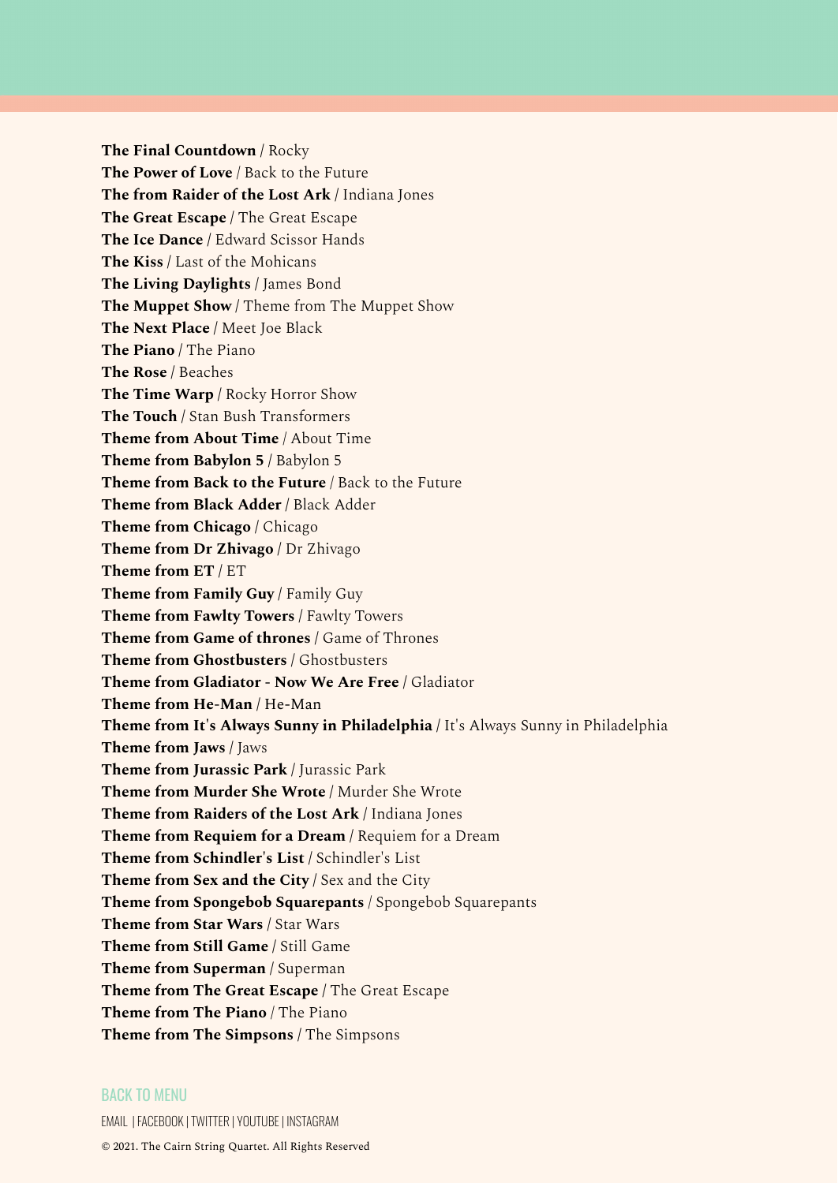**The Final Countdown** / Rocky
**The Power of Love** / Back to the Future
**The from Raider of the Lost Ark** / Indiana Jones
**The Great Escape** / The Great Escape
**The Ice Dance** / Edward Scissor Hands
**The Kiss** / Last of the Mohicans
**The Living Daylights** / James Bond
**The Muppet Show** / Theme from The Muppet Show
**The Next Place** / Meet Joe Black
**The Piano** / The Piano
**The Rose** / Beaches
**The Time Warp** / Rocky Horror Show
**The Touch** / Stan Bush Transformers
**Theme from About Time** / About Time
**Theme from Babylon 5** / Babylon 5
**Theme from Back to the Future** / Back to the Future
**Theme from Black Adder** / Black Adder
**Theme from Chicago** / Chicago
**Theme from Dr Zhivago** / Dr Zhivago
**Theme from ET** / ET
**Theme from Family Guy** / Family Guy
**Theme from Fawlty Towers** / Fawlty Towers
**Theme from Game of thrones** / Game of Thrones
**Theme from Ghostbusters** / Ghostbusters
**Theme from Gladiator - Now We Are Free** / Gladiator
**Theme from He-Man** / He-Man
**Theme from It's Always Sunny in Philadelphia** / It's Always Sunny in Philadelphia
**Theme from Jaws** / Jaws
**Theme from Jurassic Park** / Jurassic Park
**Theme from Murder She Wrote** / Murder She Wrote
**Theme from Raiders of the Lost Ark** / Indiana Jones
**Theme from Requiem for a Dream** / Requiem for a Dream
**Theme from Schindler's List** / Schindler's List
**Theme from Sex and the City** / Sex and the City
**Theme from Spongebob Squarepants** / Spongebob Squarepants
**Theme from Star Wars** / Star Wars
**Theme from Still Game** / Still Game
**Theme from Superman** / Superman
**Theme from The Great Escape** / The Great Escape
**Theme from The Piano** / The Piano
**Theme from The Simpsons** / The Simpsons

BACK TO MENU

EMAIL | FACEBOOK | TWITTER | YOUTUBE | INSTAGRAM

© 2021. The Cairn String Quartet. All Rights Reserved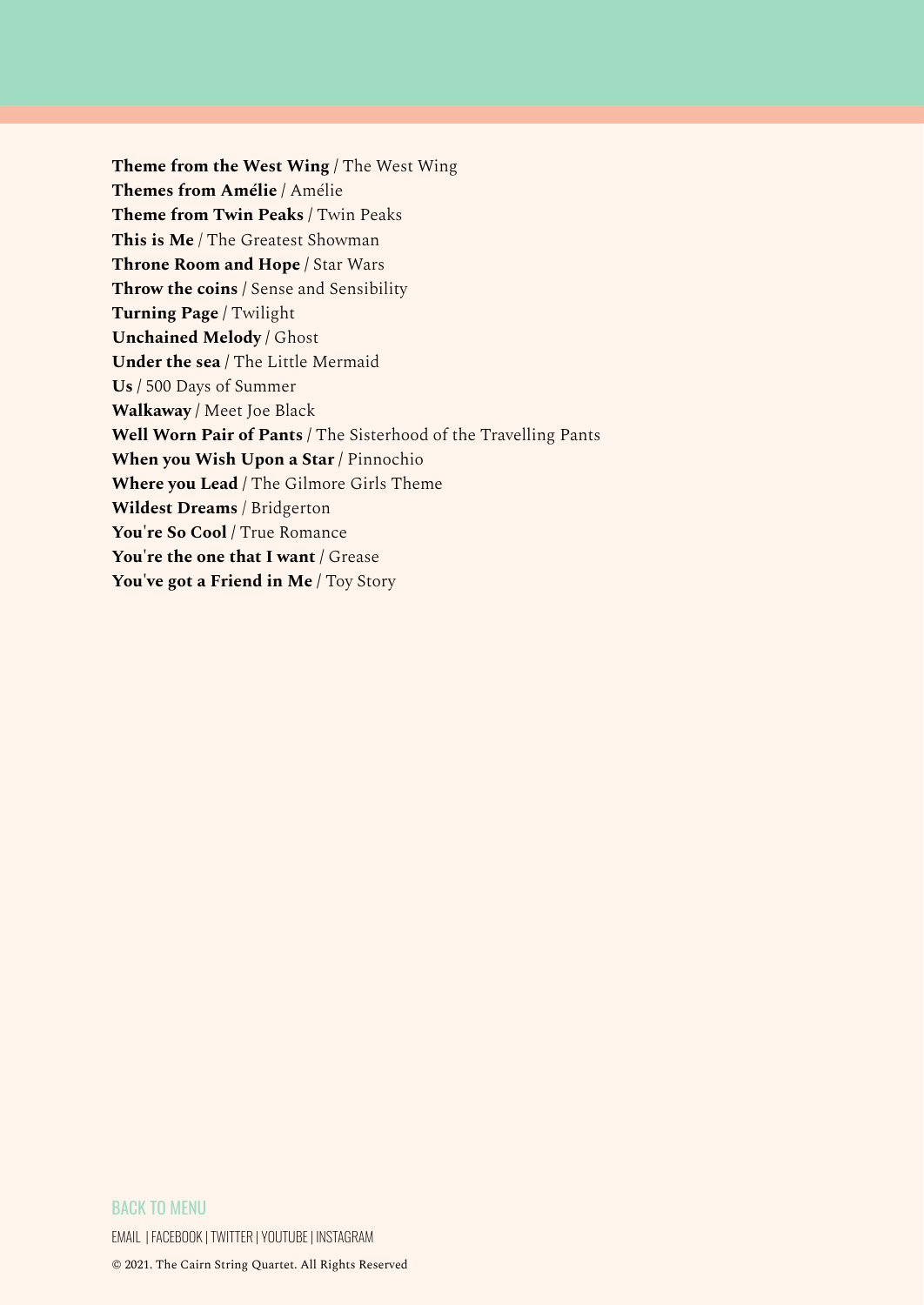**Theme from the West Wing** / The West Wing
**Themes from Amélie** / Amélie
**Theme from Twin Peaks** / Twin Peaks
**This is Me** / The Greatest Showman
**Throne Room and Hope** / Star Wars
**Throw the coins** / Sense and Sensibility
**Turning Page** / Twilight
**Unchained Melody** / Ghost
**Under the sea** / The Little Mermaid
**Us** / 500 Days of Summer
**Walkaway** / Meet Joe Black
**Well Worn Pair of Pants** / The Sisterhood of the Travelling Pants
**When you Wish Upon a Star** / Pinnochio
**Where you Lead** / The Gilmore Girls Theme
**Wildest Dreams** / Bridgerton
**You're So Cool** / True Romance
**You're the one that I want** / Grease
**You've got a Friend in Me** / Toy Story

BACK TO MENU

EMAIL | FACEBOOK | TWITTER | YOUTUBE | INSTAGRAM

© 2021. The Cairn String Quartet. All Rights Reserved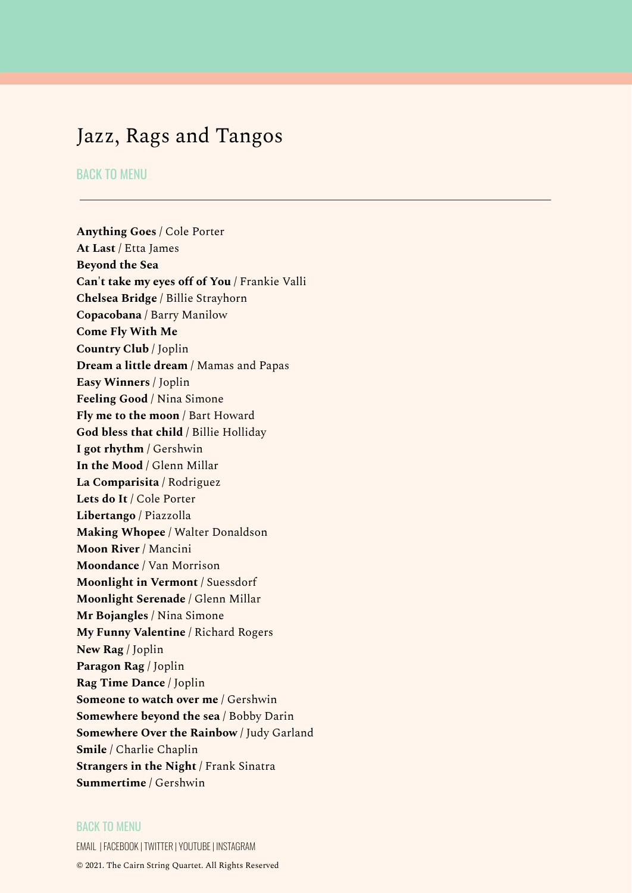# Jazz, Rags and Tangos

BACK TO MENU

---

**Anything Goes** / Cole Porter
**At Last** / Etta James
**Beyond the Sea**
**Can't take my eyes off of You** / Frankie Valli
**Chelsea Bridge** / Billie Strayhorn
**Copacobana** / Barry Manilow
**Come Fly With Me**
**Country Club** / Joplin
**Dream a little dream** / Mamas and Papas
**Easy Winners** / Joplin
**Feeling Good** / Nina Simone
**Fly me to the moon** / Bart Howard
**God bless that child** / Billie Holliday
**I got rhythm** / Gershwin
**In the Mood** / Glenn Millar
**La Comparisita** / Rodriguez
**Lets do It** / Cole Porter
**Libertango** / Piazzolla
**Making Whopee** / Walter Donaldson
**Moon River** / Mancini
**Moondance** / Van Morrison
**Moonlight in Vermont** / Suessdorf
**Moonlight Serenade** / Glenn Millar
**Mr Bojangles** / Nina Simone
**My Funny Valentine** / Richard Rogers
**New Rag** / Joplin
**Paragon Rag** / Joplin
**Rag Time Dance** / Joplin
**Someone to watch over me** / Gershwin
**Somewhere beyond the sea** / Bobby Darin
**Somewhere Over the Rainbow** / Judy Garland
**Smile** / Charlie Chaplin
**Strangers in the Night** / Frank Sinatra
**Summertime** / Gershwin

BACK TO MENU

EMAIL | FACEBOOK | TWITTER | YOUTUBE | INSTAGRAM

© 2021. The Cairn String Quartet. All Rights Reserved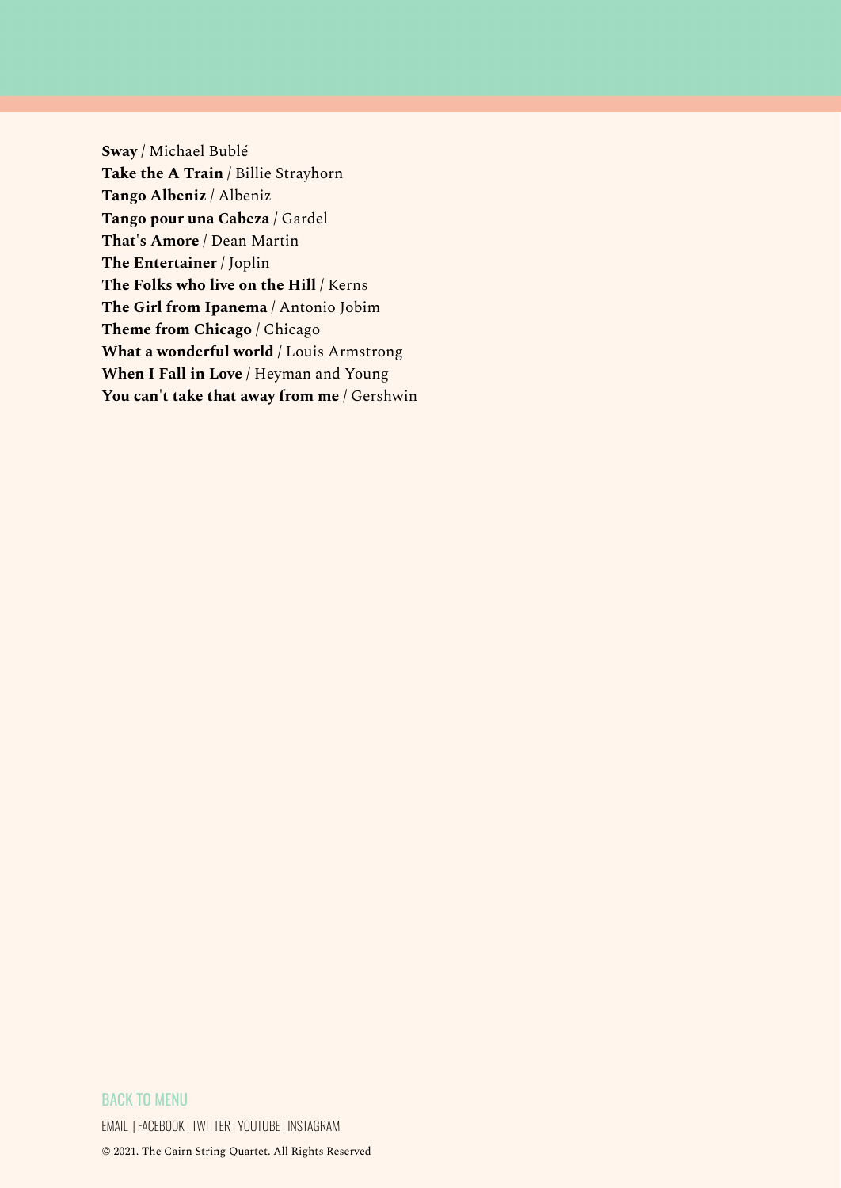**Sway** / Michael Bublé
**Take the A Train** / Billie Strayhorn
**Tango Albeniz** / Albeniz
**Tango pour una Cabeza** / Gardel
**That's Amore** / Dean Martin
**The Entertainer** / Joplin
**The Folks who live on the Hill** / Kerns
**The Girl from Ipanema** / Antonio Jobim
**Theme from Chicago** / Chicago
**What a wonderful world** / Louis Armstrong
**When I Fall in Love** / Heyman and Young
**You can't take that away from me** / Gershwin

BACK TO MENU

EMAIL | FACEBOOK | TWITTER | YOUTUBE | INSTAGRAM

© 2021. The Cairn String Quartet. All Rights Reserved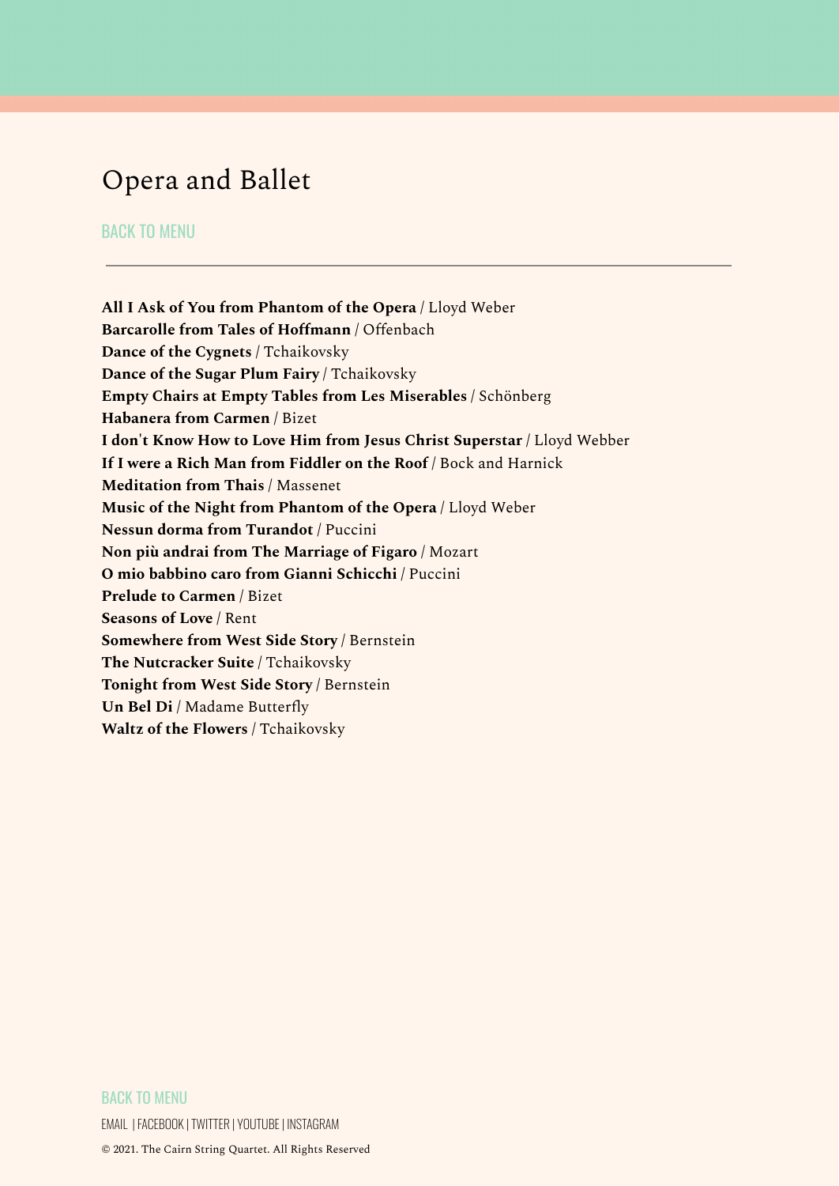# Opera and Ballet

BACK TO MENU

---

**All I Ask of You from Phantom of the Opera** / Lloyd Weber
**Barcarolle from Tales of Hoffmann** / Offenbach
**Dance of the Cygnets** / Tchaikovsky
**Dance of the Sugar Plum Fairy** / Tchaikovsky
**Empty Chairs at Empty Tables from Les Miserables** / Schönberg
**Habanera from Carmen** / Bizet
**I don't Know How to Love Him from Jesus Christ Superstar** / Lloyd Webber
**If I were a Rich Man from Fiddler on the Roof** / Bock and Harnick
**Meditation from Thais** / Massenet
**Music of the Night from Phantom of the Opera** / Lloyd Weber
**Nessun dorma from Turandot** / Puccini
**Non più andrai from The Marriage of Figaro** / Mozart
**O mio babbino caro from Gianni Schicchi** / Puccini
**Prelude to Carmen** / Bizet
**Seasons of Love** / Rent
**Somewhere from West Side Story** / Bernstein
**The Nutcracker Suite** / Tchaikovsky
**Tonight from West Side Story** / Bernstein
**Un Bel Di** / Madame Butterfly
**Waltz of the Flowers** / Tchaikovsky

BACK TO MENU

EMAIL | FACEBOOK | TWITTER | YOUTUBE | INSTAGRAM

© 2021. The Cairn String Quartet. All Rights Reserved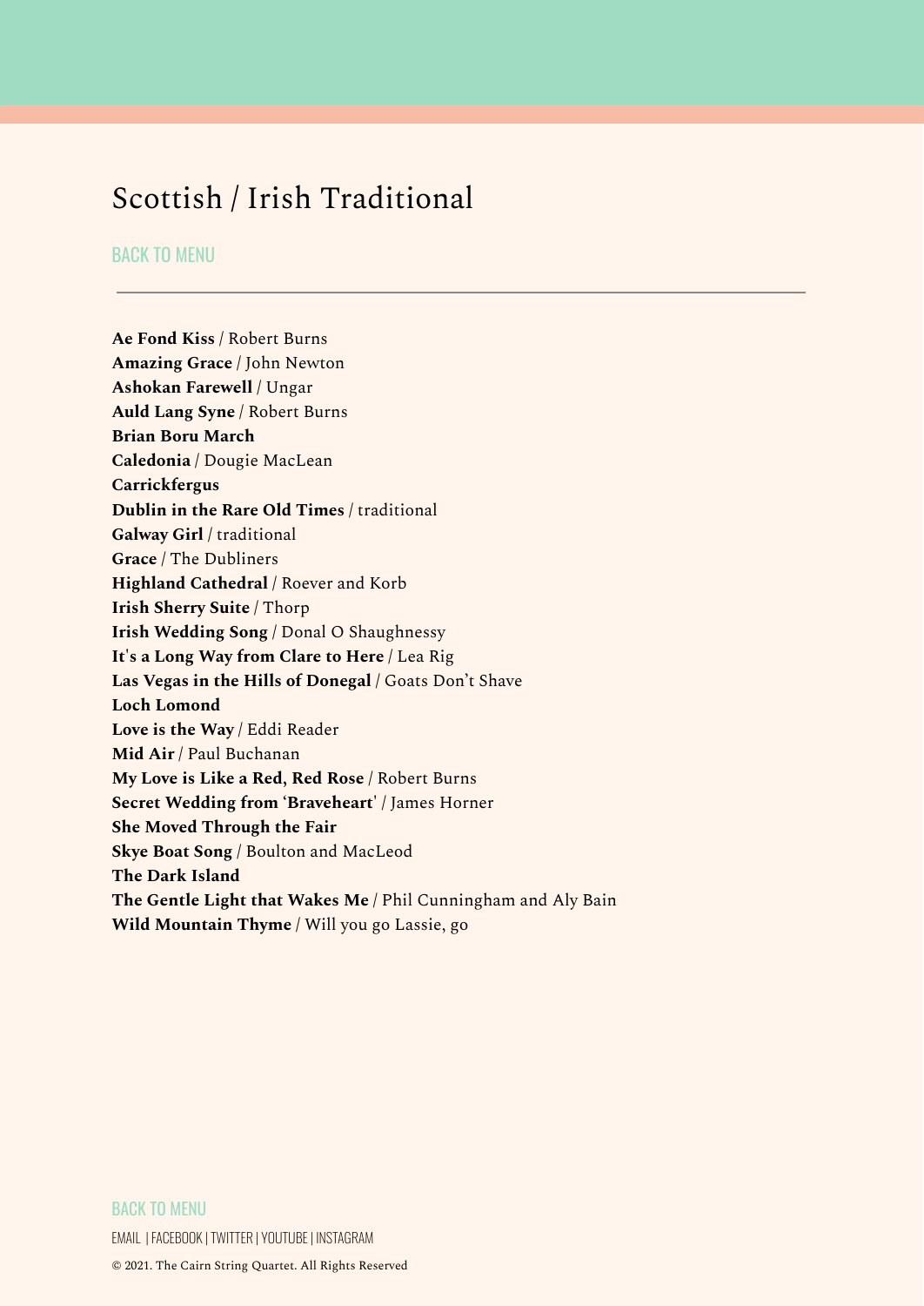# Scottish / Irish Traditional

BACK TO MENU

---

**Ae Fond Kiss** / Robert Burns
**Amazing Grace** / John Newton
**Ashokan Farewell** / Ungar
**Auld Lang Syne** / Robert Burns
**Brian Boru March**
**Caledonia** / Dougie MacLean
**Carrickfergus**
**Dublin in the Rare Old Times** / traditional
**Galway Girl** / traditional
**Grace** / The Dubliners
**Highland Cathedral** / Roever and Korb
**Irish Sherry Suite** / Thorp
**Irish Wedding Song** / Donal O Shaughnessy
**It's a Long Way from Clare to Here** / Lea Rig
**Las Vegas in the Hills of Donegal** / Goats Don't Shave
**Loch Lomond**
**Love is the Way** / Eddi Reader
**Mid Air** / Paul Buchanan
**My Love is Like a Red, Red Rose** / Robert Burns
**Secret Wedding from 'Braveheart**' / James Horner
**She Moved Through the Fair**
**Skye Boat Song** / Boulton and MacLeod
**The Dark Island**
**The Gentle Light that Wakes Me** / Phil Cunningham and Aly Bain
**Wild Mountain Thyme** / Will you go Lassie, go

BACK TO MENU

EMAIL | FACEBOOK | TWITTER | YOUTUBE | INSTAGRAM

© 2021. The Cairn String Quartet. All Rights Reserved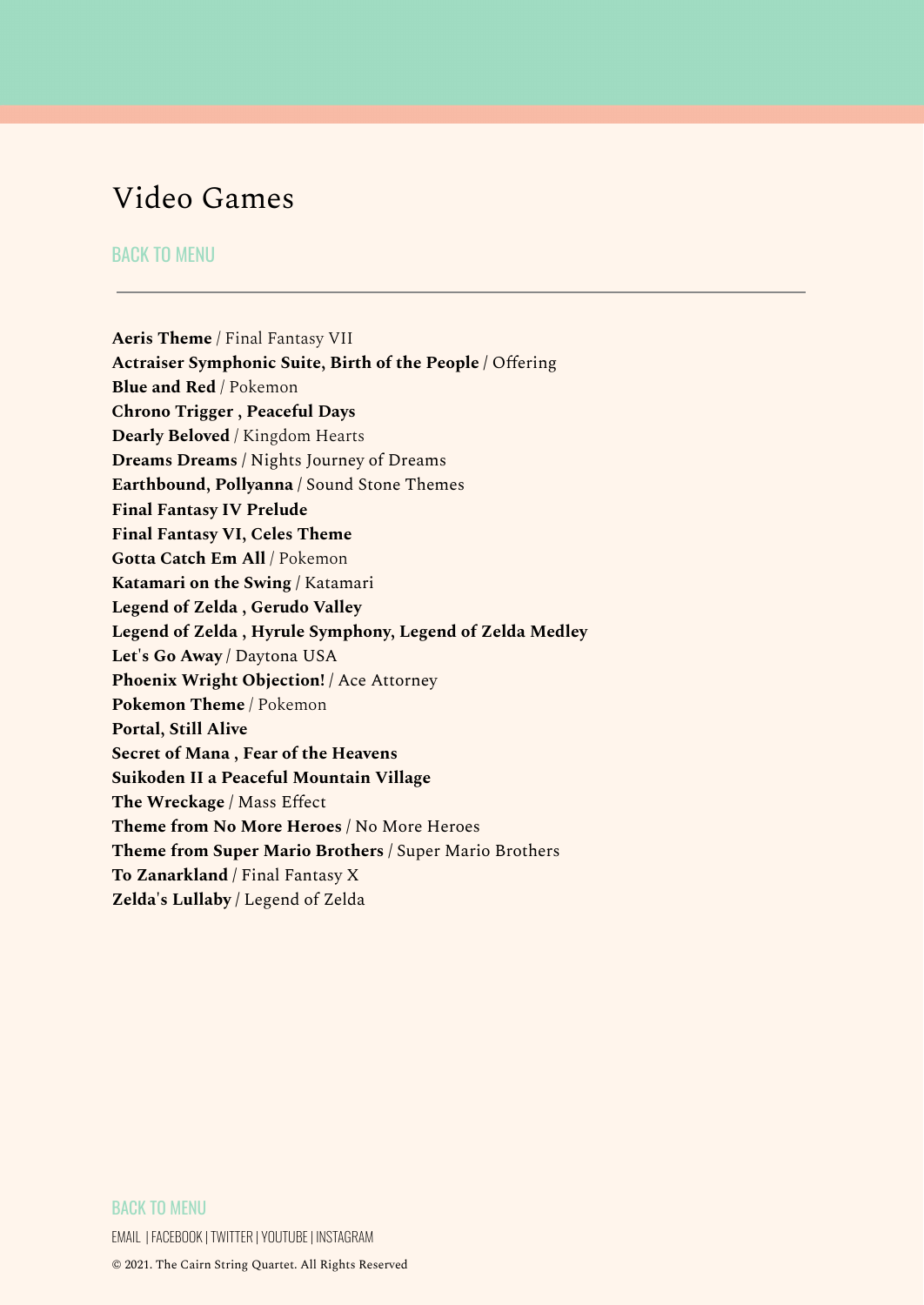# Video Games

BACK TO MENU

---

**Aeris Theme** / Final Fantasy VII
**Actraiser Symphonic Suite, Birth of the People** / Offering
**Blue and Red** / Pokemon
**Chrono Trigger , Peaceful Days**
**Dearly Beloved** / Kingdom Hearts
**Dreams Dreams** / Nights Journey of Dreams
**Earthbound, Pollyanna** / Sound Stone Themes
**Final Fantasy IV Prelude**
**Final Fantasy VI, Celes Theme**
**Gotta Catch Em All** / Pokemon
**Katamari on the Swing** / Katamari
**Legend of Zelda , Gerudo Valley**
**Legend of Zelda , Hyrule Symphony, Legend of Zelda Medley**
**Let's Go Away** / Daytona USA
**Phoenix Wright Objection!** / Ace Attorney
**Pokemon Theme** / Pokemon
**Portal, Still Alive**
**Secret of Mana , Fear of the Heavens**
**Suikoden II a Peaceful Mountain Village**
**The Wreckage** / Mass Effect
**Theme from No More Heroes** / No More Heroes
**Theme from Super Mario Brothers** / Super Mario Brothers
**To Zanarkland** / Final Fantasy X
**Zelda's Lullaby** / Legend of Zelda

BACK TO MENU

EMAIL | FACEBOOK | TWITTER | YOUTUBE | INSTAGRAM

© 2021. The Cairn String Quartet. All Rights Reserved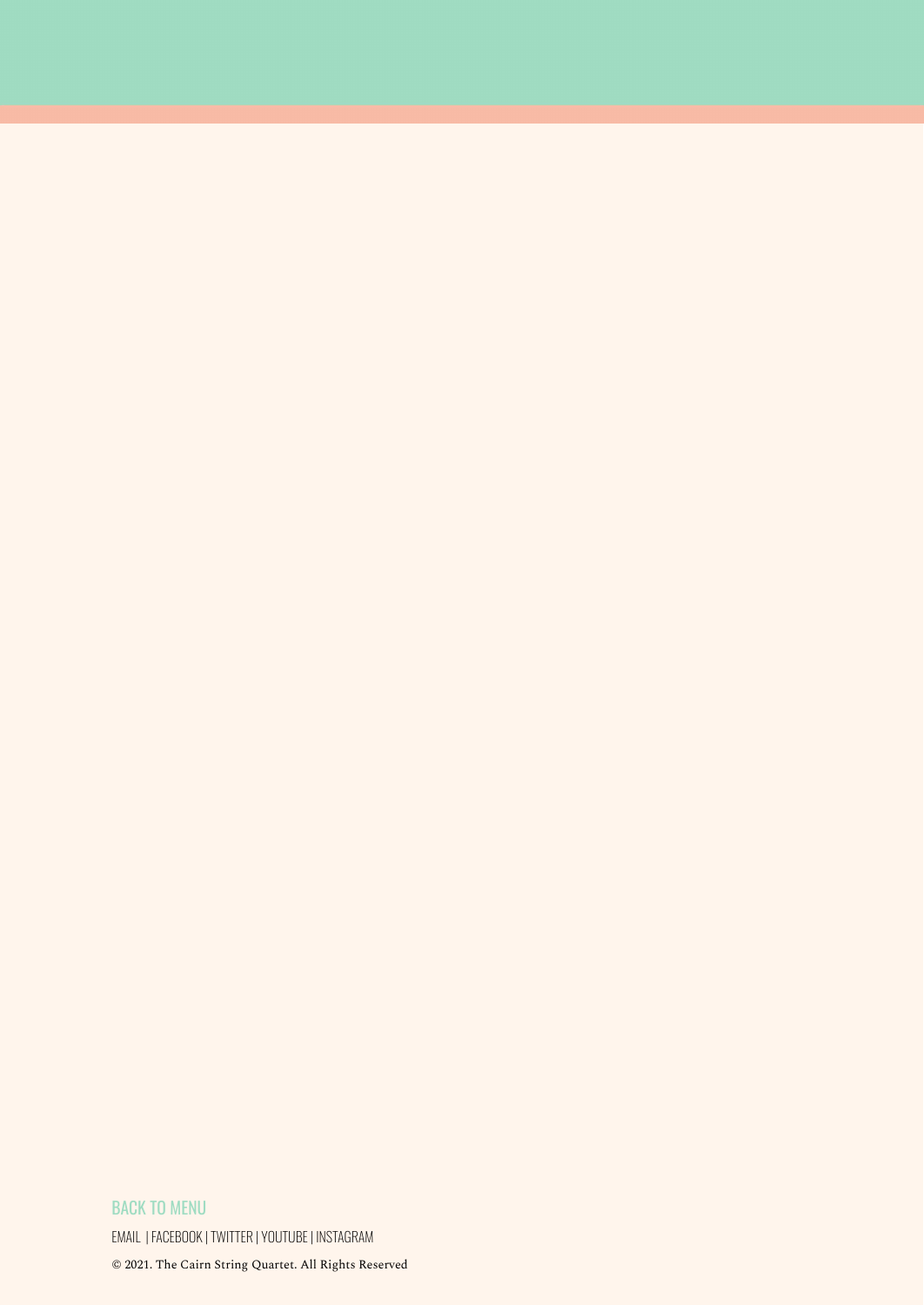BACK TO MENU

EMAIL | FACEBOOK | TWITTER | YOUTUBE | INSTAGRAM

© 2021. The Cairn String Quartet. All Rights Reserved